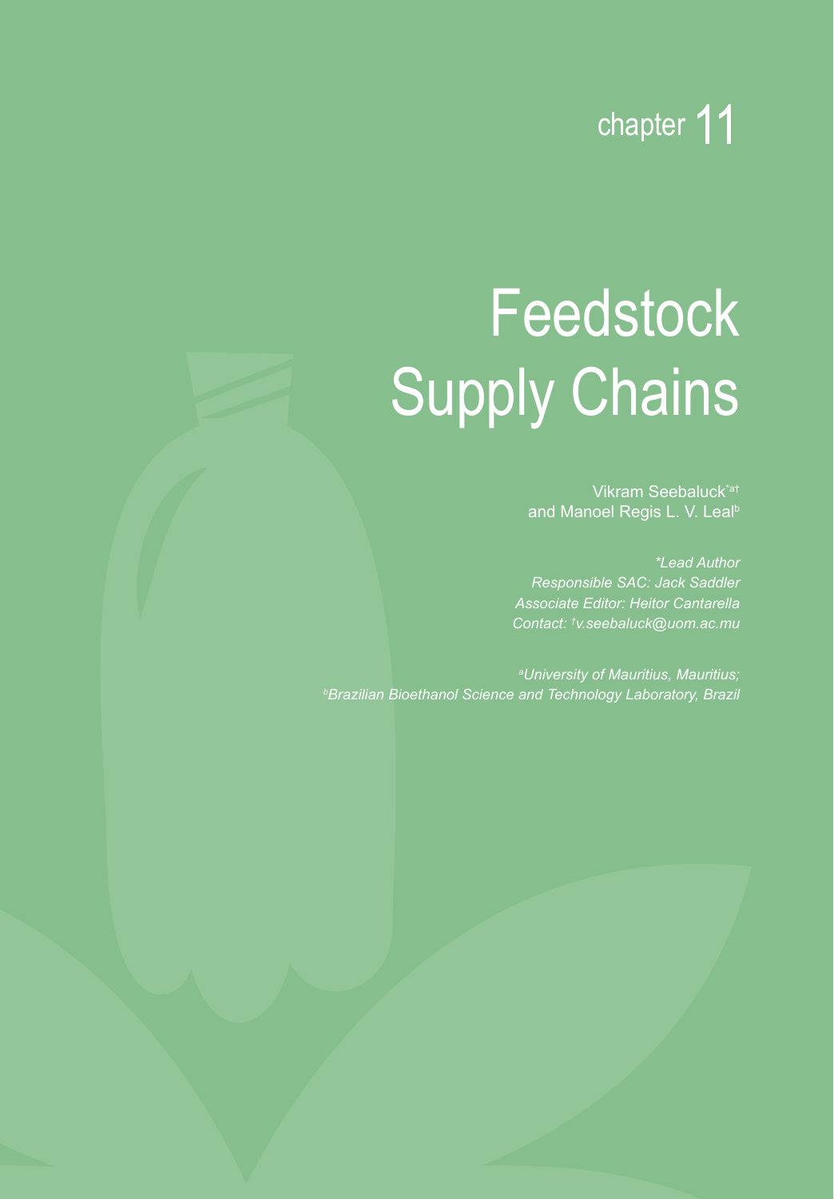chapter 11

# Feedstock Supply Chains

Vikram Seebaluck[*a†]
and Manoel Regis L. V. Leal[b]

*\*Lead Author*
*Responsible SAC: Jack Saddler*
*Associate Editor: Heitor Cantarella*
*Contact: [†]v.seebaluck@uom.ac.mu*

*[a]University of Mauritius, Mauritius;*
*[b]Brazilian Bioethanol Science and Technology Laboratory, Brazil*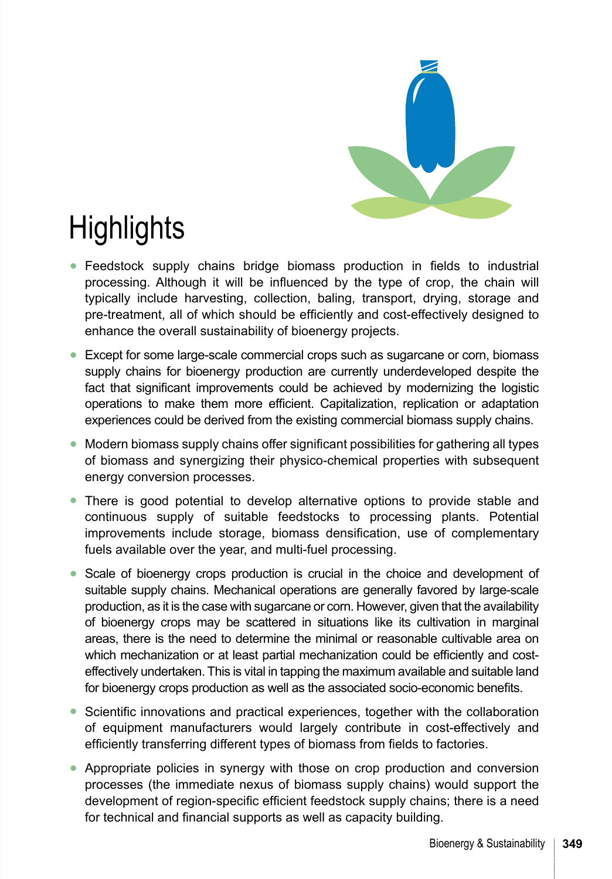# Highlights

- Feedstock supply chains bridge biomass production in fields to industrial processing. Although it will be influenced by the type of crop, the chain will typically include harvesting, collection, baling, transport, drying, storage and pre-treatment, all of which should be efficiently and cost-effectively designed to enhance the overall sustainability of bioenergy projects.
- Except for some large-scale commercial crops such as sugarcane or corn, biomass supply chains for bioenergy production are currently underdeveloped despite the fact that significant improvements could be achieved by modernizing the logistic operations to make them more efficient. Capitalization, replication or adaptation experiences could be derived from the existing commercial biomass supply chains.
- Modern biomass supply chains offer significant possibilities for gathering all types of biomass and synergizing their physico-chemical properties with subsequent energy conversion processes.
- There is good potential to develop alternative options to provide stable and continuous supply of suitable feedstocks to processing plants. Potential improvements include storage, biomass densification, use of complementary fuels available over the year, and multi-fuel processing.
- Scale of bioenergy crops production is crucial in the choice and development of suitable supply chains. Mechanical operations are generally favored by large-scale production, as it is the case with sugarcane or corn. However, given that the availability of bioenergy crops may be scattered in situations like its cultivation in marginal areas, there is the need to determine the minimal or reasonable cultivable area on which mechanization or at least partial mechanization could be efficiently and cost-effectively undertaken. This is vital in tapping the maximum available and suitable land for bioenergy crops production as well as the associated socio-economic benefits.
- Scientific innovations and practical experiences, together with the collaboration of equipment manufacturers would largely contribute in cost-effectively and efficiently transferring different types of biomass from fields to factories.
- Appropriate policies in synergy with those on crop production and conversion processes (the immediate nexus of biomass supply chains) would support the development of region-specific efficient feedstock supply chains; there is a need for technical and financial supports as well as capacity building.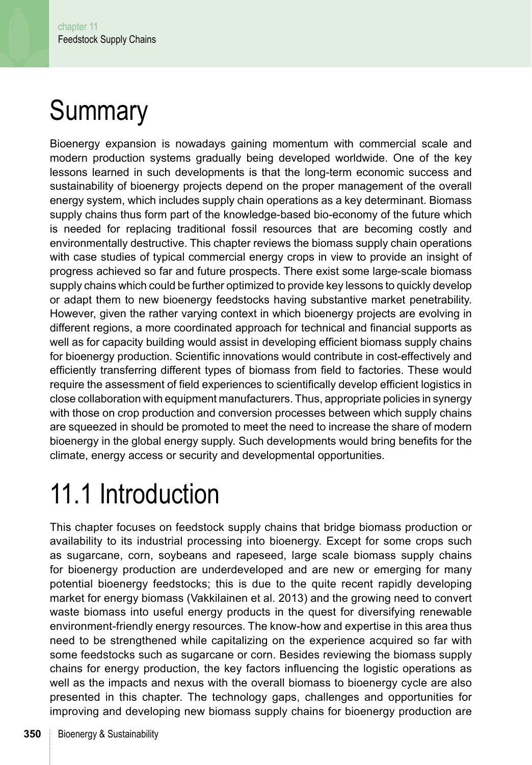# Summary

Bioenergy expansion is nowadays gaining momentum with commercial scale and modern production systems gradually being developed worldwide. One of the key lessons learned in such developments is that the long-term economic success and sustainability of bioenergy projects depend on the proper management of the overall energy system, which includes supply chain operations as a key determinant. Biomass supply chains thus form part of the knowledge-based bio-economy of the future which is needed for replacing traditional fossil resources that are becoming costly and environmentally destructive. This chapter reviews the biomass supply chain operations with case studies of typical commercial energy crops in view to provide an insight of progress achieved so far and future prospects. There exist some large-scale biomass supply chains which could be further optimized to provide key lessons to quickly develop or adapt them to new bioenergy feedstocks having substantive market penetrability. However, given the rather varying context in which bioenergy projects are evolving in different regions, a more coordinated approach for technical and financial supports as well as for capacity building would assist in developing efficient biomass supply chains for bioenergy production. Scientific innovations would contribute in cost-effectively and efficiently transferring different types of biomass from field to factories. These would require the assessment of field experiences to scientifically develop efficient logistics in close collaboration with equipment manufacturers. Thus, appropriate policies in synergy with those on crop production and conversion processes between which supply chains are squeezed in should be promoted to meet the need to increase the share of modern bioenergy in the global energy supply. Such developments would bring benefits for the climate, energy access or security and developmental opportunities.

# 11.1 Introduction

This chapter focuses on feedstock supply chains that bridge biomass production or availability to its industrial processing into bioenergy. Except for some crops such as sugarcane, corn, soybeans and rapeseed, large scale biomass supply chains for bioenergy production are underdeveloped and are new or emerging for many potential bioenergy feedstocks; this is due to the quite recent rapidly developing market for energy biomass (Vakkilainen et al. 2013) and the growing need to convert waste biomass into useful energy products in the quest for diversifying renewable environment-friendly energy resources. The know-how and expertise in this area thus need to be strengthened while capitalizing on the experience acquired so far with some feedstocks such as sugarcane or corn. Besides reviewing the biomass supply chains for energy production, the key factors influencing the logistic operations as well as the impacts and nexus with the overall biomass to bioenergy cycle are also presented in this chapter. The technology gaps, challenges and opportunities for improving and developing new biomass supply chains for bioenergy production are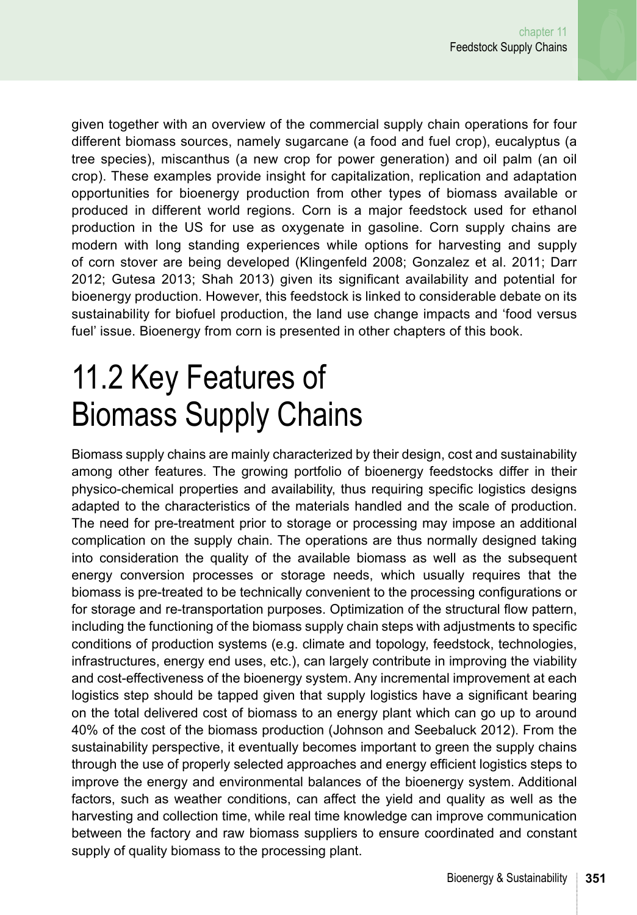given together with an overview of the commercial supply chain operations for four different biomass sources, namely sugarcane (a food and fuel crop), eucalyptus (a tree species), miscanthus (a new crop for power generation) and oil palm (an oil crop). These examples provide insight for capitalization, replication and adaptation opportunities for bioenergy production from other types of biomass available or produced in different world regions. Corn is a major feedstock used for ethanol production in the US for use as oxygenate in gasoline. Corn supply chains are modern with long standing experiences while options for harvesting and supply of corn stover are being developed (Klingenfeld 2008; Gonzalez et al. 2011; Darr 2012; Gutesa 2013; Shah 2013) given its significant availability and potential for bioenergy production. However, this feedstock is linked to considerable debate on its sustainability for biofuel production, the land use change impacts and 'food versus fuel' issue. Bioenergy from corn is presented in other chapters of this book.

# 11.2 Key Features of Biomass Supply Chains

Biomass supply chains are mainly characterized by their design, cost and sustainability among other features. The growing portfolio of bioenergy feedstocks differ in their physico-chemical properties and availability, thus requiring specific logistics designs adapted to the characteristics of the materials handled and the scale of production. The need for pre-treatment prior to storage or processing may impose an additional complication on the supply chain. The operations are thus normally designed taking into consideration the quality of the available biomass as well as the subsequent energy conversion processes or storage needs, which usually requires that the biomass is pre-treated to be technically convenient to the processing configurations or for storage and re-transportation purposes. Optimization of the structural flow pattern, including the functioning of the biomass supply chain steps with adjustments to specific conditions of production systems (e.g. climate and topology, feedstock, technologies, infrastructures, energy end uses, etc.), can largely contribute in improving the viability and cost-effectiveness of the bioenergy system. Any incremental improvement at each logistics step should be tapped given that supply logistics have a significant bearing on the total delivered cost of biomass to an energy plant which can go up to around 40% of the cost of the biomass production (Johnson and Seebaluck 2012). From the sustainability perspective, it eventually becomes important to green the supply chains through the use of properly selected approaches and energy efficient logistics steps to improve the energy and environmental balances of the bioenergy system. Additional factors, such as weather conditions, can affect the yield and quality as well as the harvesting and collection time, while real time knowledge can improve communication between the factory and raw biomass suppliers to ensure coordinated and constant supply of quality biomass to the processing plant.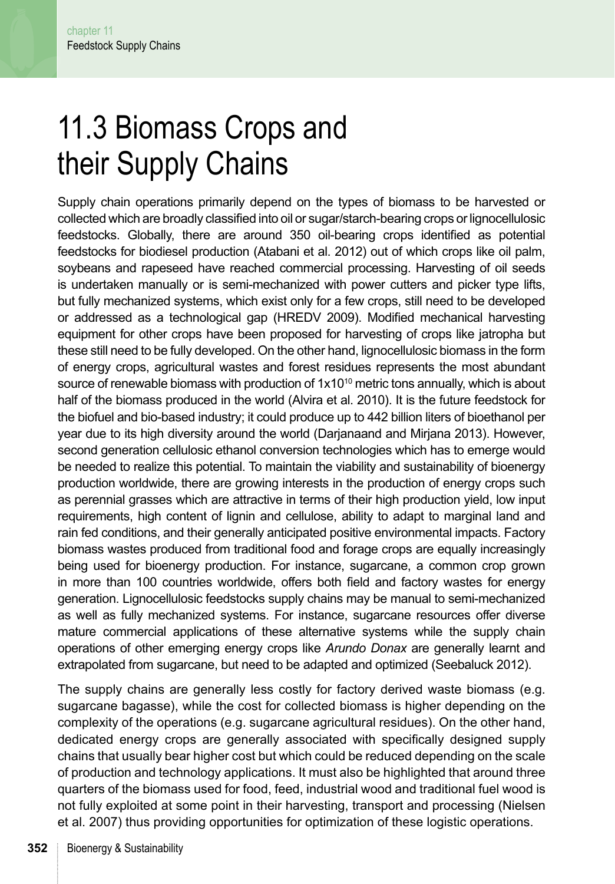# 11.3 Biomass Crops and their Supply Chains

Supply chain operations primarily depend on the types of biomass to be harvested or collected which are broadly classified into oil or sugar/starch-bearing crops or lignocellulosic feedstocks. Globally, there are around 350 oil-bearing crops identified as potential feedstocks for biodiesel production (Atabani et al. 2012) out of which crops like oil palm, soybeans and rapeseed have reached commercial processing. Harvesting of oil seeds is undertaken manually or is semi-mechanized with power cutters and picker type lifts, but fully mechanized systems, which exist only for a few crops, still need to be developed or addressed as a technological gap (HREDV 2009). Modified mechanical harvesting equipment for other crops have been proposed for harvesting of crops like jatropha but these still need to be fully developed. On the other hand, lignocellulosic biomass in the form of energy crops, agricultural wastes and forest residues represents the most abundant source of renewable biomass with production of $1x10^{10}$ metric tons annually, which is about half of the biomass produced in the world (Alvira et al. 2010). It is the future feedstock for the biofuel and bio-based industry; it could produce up to 442 billion liters of bioethanol per year due to its high diversity around the world (Darjanaand and Mirjana 2013). However, second generation cellulosic ethanol conversion technologies which has to emerge would be needed to realize this potential. To maintain the viability and sustainability of bioenergy production worldwide, there are growing interests in the production of energy crops such as perennial grasses which are attractive in terms of their high production yield, low input requirements, high content of lignin and cellulose, ability to adapt to marginal land and rain fed conditions, and their generally anticipated positive environmental impacts. Factory biomass wastes produced from traditional food and forage crops are equally increasingly being used for bioenergy production. For instance, sugarcane, a common crop grown in more than 100 countries worldwide, offers both field and factory wastes for energy generation. Lignocellulosic feedstocks supply chains may be manual to semi-mechanized as well as fully mechanized systems. For instance, sugarcane resources offer diverse mature commercial applications of these alternative systems while the supply chain operations of other emerging energy crops like *Arundo Donax* are generally learnt and extrapolated from sugarcane, but need to be adapted and optimized (Seebaluck 2012).

The supply chains are generally less costly for factory derived waste biomass (e.g. sugarcane bagasse), while the cost for collected biomass is higher depending on the complexity of the operations (e.g. sugarcane agricultural residues). On the other hand, dedicated energy crops are generally associated with specifically designed supply chains that usually bear higher cost but which could be reduced depending on the scale of production and technology applications. It must also be highlighted that around three quarters of the biomass used for food, feed, industrial wood and traditional fuel wood is not fully exploited at some point in their harvesting, transport and processing (Nielsen et al. 2007) thus providing opportunities for optimization of these logistic operations.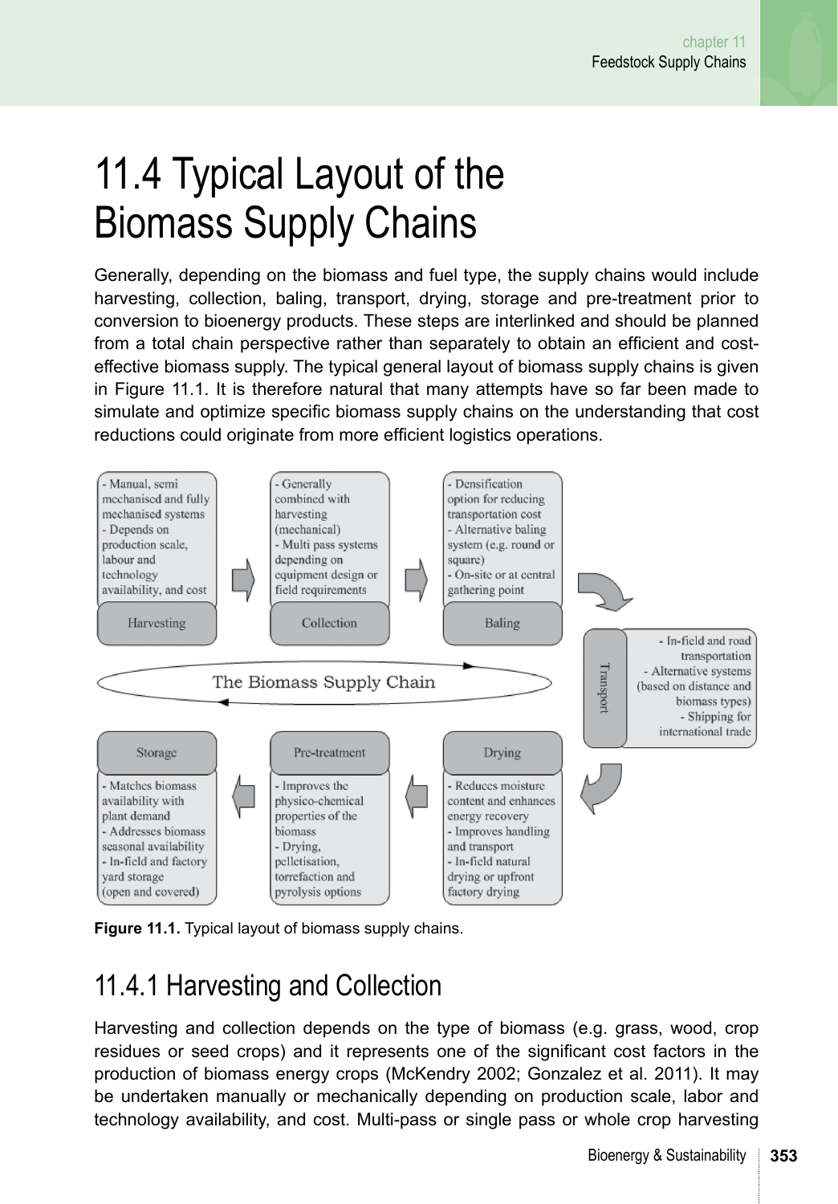# 11.4 Typical Layout of the Biomass Supply Chains

Generally, depending on the biomass and fuel type, the supply chains would include harvesting, collection, baling, transport, drying, storage and pre-treatment prior to conversion to bioenergy products. These steps are interlinked and should be planned from a total chain perspective rather than separately to obtain an efficient and cost-effective biomass supply. The typical general layout of biomass supply chains is given in Figure 11.1. It is therefore natural that many attempts have so far been made to simulate and optimize specific biomass supply chains on the understanding that cost reductions could originate from more efficient logistics operations.

**Harvesting**
- Manual, semi mechanised and fully mechanised systems
- Depends on production scale, labour and technology availability, and cost

**Collection**
- Generally combined with harvesting (mechanical)
- Multi pass systems depending on equipment design or field requirements

**Baling**
- Densification option for reducing transportation cost
- Alternative baling system (e.g. round or square)
- On-site or at central gathering point

**Transport**
- In-field and road transportation
- Alternative systems (based on distance and biomass types)
- Shipping for international trade

**Drying**
- Reduces moisture content and enhances energy recovery
- Improves handling and transport
- In-field natural drying or upfront factory drying

**Pre-treatment**
- Improves the physico-chemical properties of the biomass
- Drying, pelletisation, torrefaction and pyrolysis options

**Storage**
- Matches biomass availability with plant demand
- Addresses biomass seasonal availability
- In-field and factory yard storage (open and covered)

The Biomass Supply Chain

**Figure 11.1.** Typical layout of biomass supply chains.

## 11.4.1 Harvesting and Collection

Harvesting and collection depends on the type of biomass (e.g. grass, wood, crop residues or seed crops) and it represents one of the significant cost factors in the production of biomass energy crops (McKendry 2002; Gonzalez et al. 2011). It may be undertaken manually or mechanically depending on production scale, labor and technology availability, and cost. Multi-pass or single pass or whole crop harvesting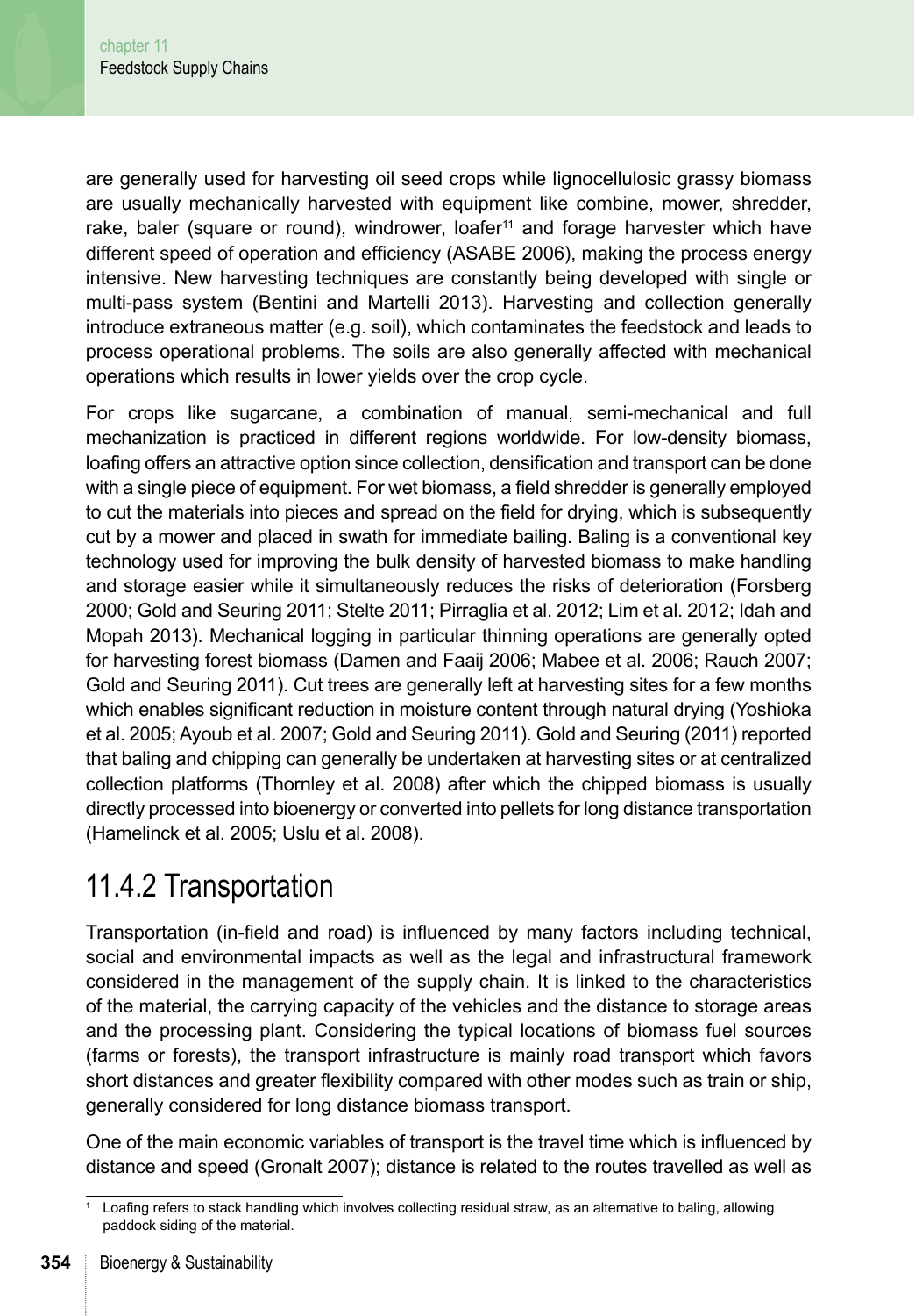are generally used for harvesting oil seed crops while lignocellulosic grassy biomass are usually mechanically harvested with equipment like combine, mower, shredder, rake, baler (square or round), windrower, loafer[11] and forage harvester which have different speed of operation and efficiency (ASABE 2006), making the process energy intensive. New harvesting techniques are constantly being developed with single or multi-pass system (Bentini and Martelli 2013). Harvesting and collection generally introduce extraneous matter (e.g. soil), which contaminates the feedstock and leads to process operational problems. The soils are also generally affected with mechanical operations which results in lower yields over the crop cycle.

For crops like sugarcane, a combination of manual, semi-mechanical and full mechanization is practiced in different regions worldwide. For low-density biomass, loafing offers an attractive option since collection, densification and transport can be done with a single piece of equipment. For wet biomass, a field shredder is generally employed to cut the materials into pieces and spread on the field for drying, which is subsequently cut by a mower and placed in swath for immediate bailing. Baling is a conventional key technology used for improving the bulk density of harvested biomass to make handling and storage easier while it simultaneously reduces the risks of deterioration (Forsberg 2000; Gold and Seuring 2011; Stelte 2011; Pirraglia et al. 2012; Lim et al. 2012; Idah and Mopah 2013). Mechanical logging in particular thinning operations are generally opted for harvesting forest biomass (Damen and Faaij 2006; Mabee et al. 2006; Rauch 2007; Gold and Seuring 2011). Cut trees are generally left at harvesting sites for a few months which enables significant reduction in moisture content through natural drying (Yoshioka et al. 2005; Ayoub et al. 2007; Gold and Seuring 2011). Gold and Seuring (2011) reported that baling and chipping can generally be undertaken at harvesting sites or at centralized collection platforms (Thornley et al. 2008) after which the chipped biomass is usually directly processed into bioenergy or converted into pellets for long distance transportation (Hamelinck et al. 2005; Uslu et al. 2008).

## 11.4.2 Transportation

Transportation (in-field and road) is influenced by many factors including technical, social and environmental impacts as well as the legal and infrastructural framework considered in the management of the supply chain. It is linked to the characteristics of the material, the carrying capacity of the vehicles and the distance to storage areas and the processing plant. Considering the typical locations of biomass fuel sources (farms or forests), the transport infrastructure is mainly road transport which favors short distances and greater flexibility compared with other modes such as train or ship, generally considered for long distance biomass transport.

One of the main economic variables of transport is the travel time which is influenced by distance and speed (Gronalt 2007); distance is related to the routes travelled as well as

[1] Loafing refers to stack handling which involves collecting residual straw, as an alternative to baling, allowing paddock siding of the material.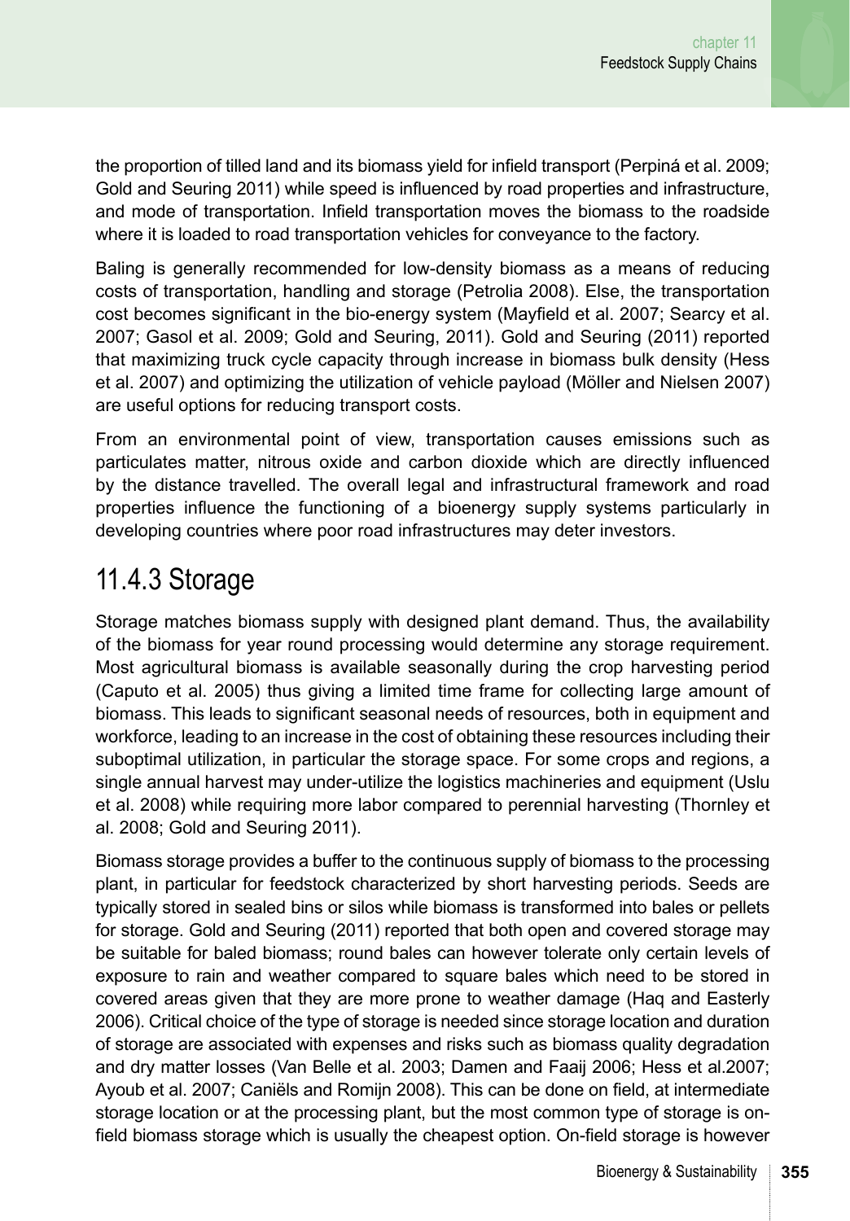the proportion of tilled land and its biomass yield for infield transport (Perpiná et al. 2009; Gold and Seuring 2011) while speed is influenced by road properties and infrastructure, and mode of transportation. Infield transportation moves the biomass to the roadside where it is loaded to road transportation vehicles for conveyance to the factory.

Baling is generally recommended for low-density biomass as a means of reducing costs of transportation, handling and storage (Petrolia 2008). Else, the transportation cost becomes significant in the bio-energy system (Mayfield et al. 2007; Searcy et al. 2007; Gasol et al. 2009; Gold and Seuring, 2011). Gold and Seuring (2011) reported that maximizing truck cycle capacity through increase in biomass bulk density (Hess et al. 2007) and optimizing the utilization of vehicle payload (Möller and Nielsen 2007) are useful options for reducing transport costs.

From an environmental point of view, transportation causes emissions such as particulates matter, nitrous oxide and carbon dioxide which are directly influenced by the distance travelled. The overall legal and infrastructural framework and road properties influence the functioning of a bioenergy supply systems particularly in developing countries where poor road infrastructures may deter investors.

## 11.4.3 Storage

Storage matches biomass supply with designed plant demand. Thus, the availability of the biomass for year round processing would determine any storage requirement. Most agricultural biomass is available seasonally during the crop harvesting period (Caputo et al. 2005) thus giving a limited time frame for collecting large amount of biomass. This leads to significant seasonal needs of resources, both in equipment and workforce, leading to an increase in the cost of obtaining these resources including their suboptimal utilization, in particular the storage space. For some crops and regions, a single annual harvest may under-utilize the logistics machineries and equipment (Uslu et al. 2008) while requiring more labor compared to perennial harvesting (Thornley et al. 2008; Gold and Seuring 2011).

Biomass storage provides a buffer to the continuous supply of biomass to the processing plant, in particular for feedstock characterized by short harvesting periods. Seeds are typically stored in sealed bins or silos while biomass is transformed into bales or pellets for storage. Gold and Seuring (2011) reported that both open and covered storage may be suitable for baled biomass; round bales can however tolerate only certain levels of exposure to rain and weather compared to square bales which need to be stored in covered areas given that they are more prone to weather damage (Haq and Easterly 2006). Critical choice of the type of storage is needed since storage location and duration of storage are associated with expenses and risks such as biomass quality degradation and dry matter losses (Van Belle et al. 2003; Damen and Faaij 2006; Hess et al.2007; Ayoub et al. 2007; Caniëls and Romijn 2008). This can be done on field, at intermediate storage location or at the processing plant, but the most common type of storage is on-field biomass storage which is usually the cheapest option. On-field storage is however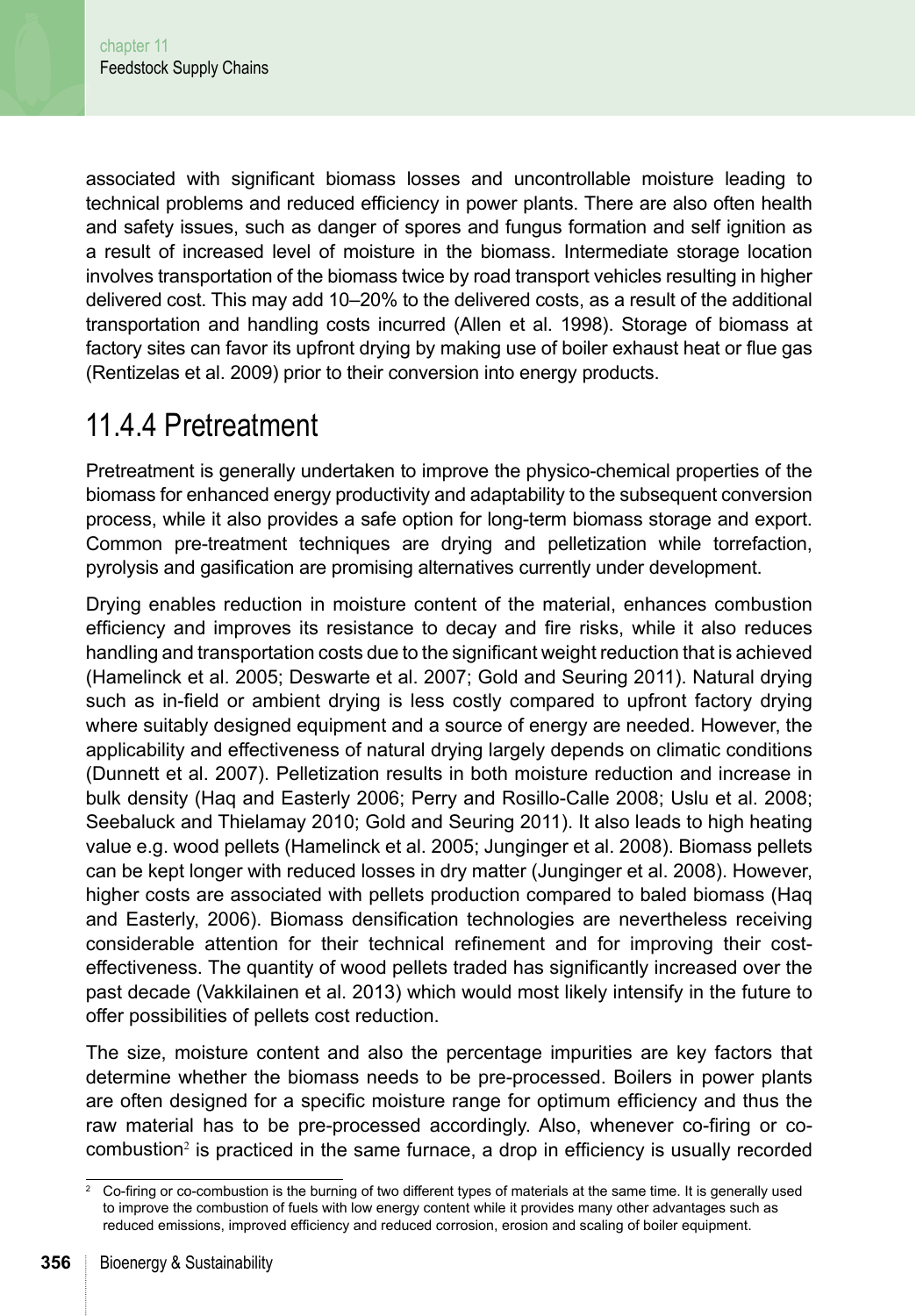associated with significant biomass losses and uncontrollable moisture leading to technical problems and reduced efficiency in power plants. There are also often health and safety issues, such as danger of spores and fungus formation and self ignition as a result of increased level of moisture in the biomass. Intermediate storage location involves transportation of the biomass twice by road transport vehicles resulting in higher delivered cost. This may add 10–20% to the delivered costs, as a result of the additional transportation and handling costs incurred (Allen et al. 1998). Storage of biomass at factory sites can favor its upfront drying by making use of boiler exhaust heat or flue gas (Rentizelas et al. 2009) prior to their conversion into energy products.

## 11.4.4 Pretreatment

Pretreatment is generally undertaken to improve the physico-chemical properties of the biomass for enhanced energy productivity and adaptability to the subsequent conversion process, while it also provides a safe option for long-term biomass storage and export. Common pre-treatment techniques are drying and pelletization while torrefaction, pyrolysis and gasification are promising alternatives currently under development.

Drying enables reduction in moisture content of the material, enhances combustion efficiency and improves its resistance to decay and fire risks, while it also reduces handling and transportation costs due to the significant weight reduction that is achieved (Hamelinck et al. 2005; Deswarte et al. 2007; Gold and Seuring 2011). Natural drying such as in-field or ambient drying is less costly compared to upfront factory drying where suitably designed equipment and a source of energy are needed. However, the applicability and effectiveness of natural drying largely depends on climatic conditions (Dunnett et al. 2007). Pelletization results in both moisture reduction and increase in bulk density (Haq and Easterly 2006; Perry and Rosillo-Calle 2008; Uslu et al. 2008; Seebaluck and Thielamay 2010; Gold and Seuring 2011). It also leads to high heating value e.g. wood pellets (Hamelinck et al. 2005; Junginger et al. 2008). Biomass pellets can be kept longer with reduced losses in dry matter (Junginger et al. 2008). However, higher costs are associated with pellets production compared to baled biomass (Haq and Easterly, 2006). Biomass densification technologies are nevertheless receiving considerable attention for their technical refinement and for improving their cost-effectiveness. The quantity of wood pellets traded has significantly increased over the past decade (Vakkilainen et al. 2013) which would most likely intensify in the future to offer possibilities of pellets cost reduction.

The size, moisture content and also the percentage impurities are key factors that determine whether the biomass needs to be pre-processed. Boilers in power plants are often designed for a specific moisture range for optimum efficiency and thus the raw material has to be pre-processed accordingly. Also, whenever co-firing or co-combustion[2] is practiced in the same furnace, a drop in efficiency is usually recorded

[2] Co-firing or co-combustion is the burning of two different types of materials at the same time. It is generally used to improve the combustion of fuels with low energy content while it provides many other advantages such as reduced emissions, improved efficiency and reduced corrosion, erosion and scaling of boiler equipment.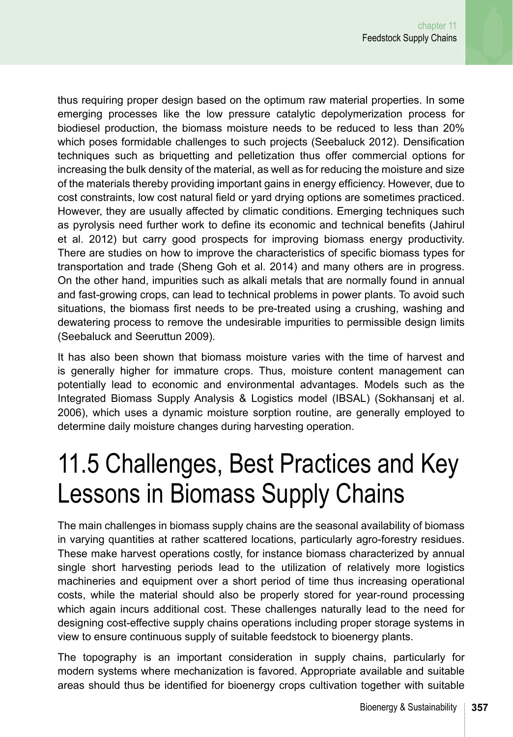thus requiring proper design based on the optimum raw material properties. In some emerging processes like the low pressure catalytic depolymerization process for biodiesel production, the biomass moisture needs to be reduced to less than 20% which poses formidable challenges to such projects (Seebaluck 2012). Densification techniques such as briquetting and pelletization thus offer commercial options for increasing the bulk density of the material, as well as for reducing the moisture and size of the materials thereby providing important gains in energy efficiency. However, due to cost constraints, low cost natural field or yard drying options are sometimes practiced. However, they are usually affected by climatic conditions. Emerging techniques such as pyrolysis need further work to define its economic and technical benefits (Jahirul et al. 2012) but carry good prospects for improving biomass energy productivity. There are studies on how to improve the characteristics of specific biomass types for transportation and trade (Sheng Goh et al. 2014) and many others are in progress. On the other hand, impurities such as alkali metals that are normally found in annual and fast-growing crops, can lead to technical problems in power plants. To avoid such situations, the biomass first needs to be pre-treated using a crushing, washing and dewatering process to remove the undesirable impurities to permissible design limits (Seebaluck and Seeruttun 2009).

It has also been shown that biomass moisture varies with the time of harvest and is generally higher for immature crops. Thus, moisture content management can potentially lead to economic and environmental advantages. Models such as the Integrated Biomass Supply Analysis & Logistics model (IBSAL) (Sokhansanj et al. 2006), which uses a dynamic moisture sorption routine, are generally employed to determine daily moisture changes during harvesting operation.

# 11.5 Challenges, Best Practices and Key Lessons in Biomass Supply Chains

The main challenges in biomass supply chains are the seasonal availability of biomass in varying quantities at rather scattered locations, particularly agro-forestry residues. These make harvest operations costly, for instance biomass characterized by annual single short harvesting periods lead to the utilization of relatively more logistics machineries and equipment over a short period of time thus increasing operational costs, while the material should also be properly stored for year-round processing which again incurs additional cost. These challenges naturally lead to the need for designing cost-effective supply chains operations including proper storage systems in view to ensure continuous supply of suitable feedstock to bioenergy plants.

The topography is an important consideration in supply chains, particularly for modern systems where mechanization is favored. Appropriate available and suitable areas should thus be identified for bioenergy crops cultivation together with suitable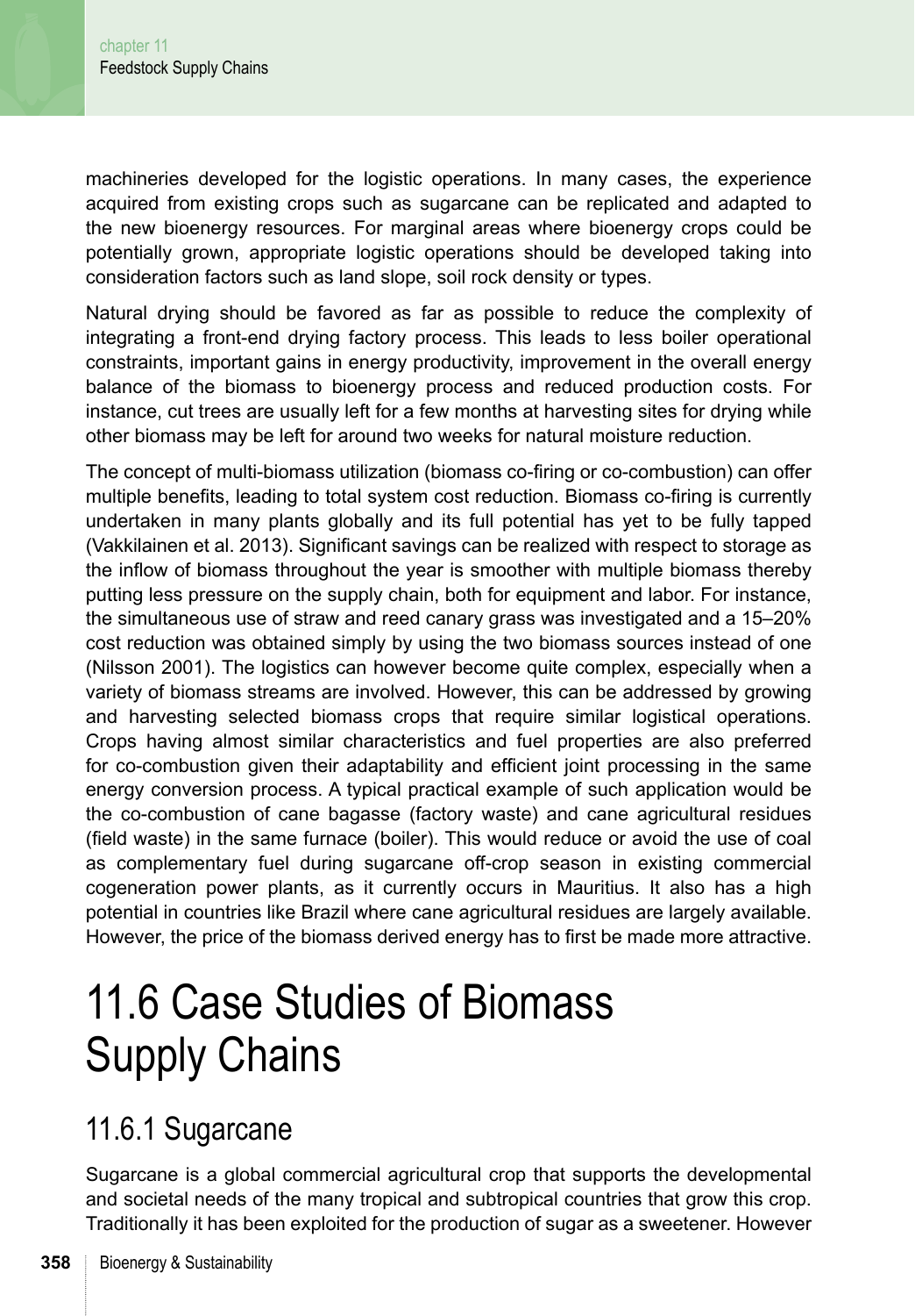machineries developed for the logistic operations. In many cases, the experience acquired from existing crops such as sugarcane can be replicated and adapted to the new bioenergy resources. For marginal areas where bioenergy crops could be potentially grown, appropriate logistic operations should be developed taking into consideration factors such as land slope, soil rock density or types.

Natural drying should be favored as far as possible to reduce the complexity of integrating a front-end drying factory process. This leads to less boiler operational constraints, important gains in energy productivity, improvement in the overall energy balance of the biomass to bioenergy process and reduced production costs. For instance, cut trees are usually left for a few months at harvesting sites for drying while other biomass may be left for around two weeks for natural moisture reduction.

The concept of multi-biomass utilization (biomass co-firing or co-combustion) can offer multiple benefits, leading to total system cost reduction. Biomass co-firing is currently undertaken in many plants globally and its full potential has yet to be fully tapped (Vakkilainen et al. 2013). Significant savings can be realized with respect to storage as the inflow of biomass throughout the year is smoother with multiple biomass thereby putting less pressure on the supply chain, both for equipment and labor. For instance, the simultaneous use of straw and reed canary grass was investigated and a 15–20% cost reduction was obtained simply by using the two biomass sources instead of one (Nilsson 2001). The logistics can however become quite complex, especially when a variety of biomass streams are involved. However, this can be addressed by growing and harvesting selected biomass crops that require similar logistical operations. Crops having almost similar characteristics and fuel properties are also preferred for co-combustion given their adaptability and efficient joint processing in the same energy conversion process. A typical practical example of such application would be the co-combustion of cane bagasse (factory waste) and cane agricultural residues (field waste) in the same furnace (boiler). This would reduce or avoid the use of coal as complementary fuel during sugarcane off-crop season in existing commercial cogeneration power plants, as it currently occurs in Mauritius. It also has a high potential in countries like Brazil where cane agricultural residues are largely available. However, the price of the biomass derived energy has to first be made more attractive.

# 11.6 Case Studies of Biomass Supply Chains

## 11.6.1 Sugarcane

Sugarcane is a global commercial agricultural crop that supports the developmental and societal needs of the many tropical and subtropical countries that grow this crop. Traditionally it has been exploited for the production of sugar as a sweetener. However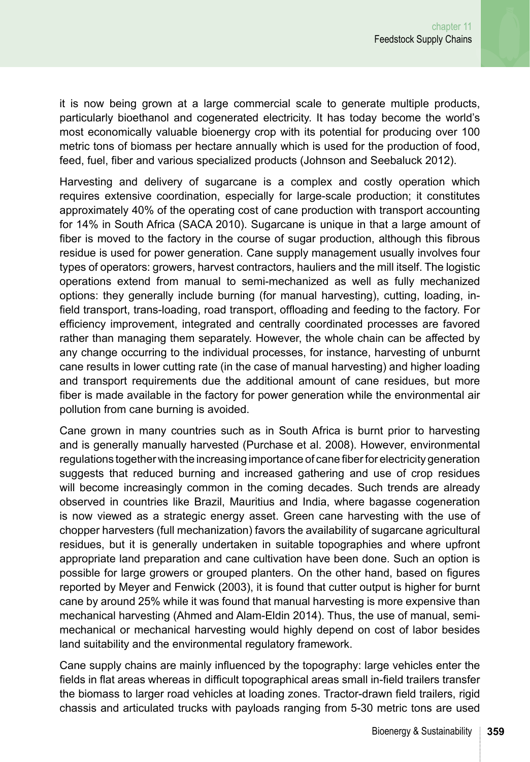it is now being grown at a large commercial scale to generate multiple products, particularly bioethanol and cogenerated electricity. It has today become the world's most economically valuable bioenergy crop with its potential for producing over 100 metric tons of biomass per hectare annually which is used for the production of food, feed, fuel, fiber and various specialized products (Johnson and Seebaluck 2012).

Harvesting and delivery of sugarcane is a complex and costly operation which requires extensive coordination, especially for large-scale production; it constitutes approximately 40% of the operating cost of cane production with transport accounting for 14% in South Africa (SACA 2010). Sugarcane is unique in that a large amount of fiber is moved to the factory in the course of sugar production, although this fibrous residue is used for power generation. Cane supply management usually involves four types of operators: growers, harvest contractors, hauliers and the mill itself. The logistic operations extend from manual to semi-mechanized as well as fully mechanized options: they generally include burning (for manual harvesting), cutting, loading, in-field transport, trans-loading, road transport, offloading and feeding to the factory. For efficiency improvement, integrated and centrally coordinated processes are favored rather than managing them separately. However, the whole chain can be affected by any change occurring to the individual processes, for instance, harvesting of unburnt cane results in lower cutting rate (in the case of manual harvesting) and higher loading and transport requirements due the additional amount of cane residues, but more fiber is made available in the factory for power generation while the environmental air pollution from cane burning is avoided.

Cane grown in many countries such as in South Africa is burnt prior to harvesting and is generally manually harvested (Purchase et al. 2008). However, environmental regulations together with the increasing importance of cane fiber for electricity generation suggests that reduced burning and increased gathering and use of crop residues will become increasingly common in the coming decades. Such trends are already observed in countries like Brazil, Mauritius and India, where bagasse cogeneration is now viewed as a strategic energy asset. Green cane harvesting with the use of chopper harvesters (full mechanization) favors the availability of sugarcane agricultural residues, but it is generally undertaken in suitable topographies and where upfront appropriate land preparation and cane cultivation have been done. Such an option is possible for large growers or grouped planters. On the other hand, based on figures reported by Meyer and Fenwick (2003), it is found that cutter output is higher for burnt cane by around 25% while it was found that manual harvesting is more expensive than mechanical harvesting (Ahmed and Alam-Eldin 2014). Thus, the use of manual, semi-mechanical or mechanical harvesting would highly depend on cost of labor besides land suitability and the environmental regulatory framework.

Cane supply chains are mainly influenced by the topography: large vehicles enter the fields in flat areas whereas in difficult topographical areas small in-field trailers transfer the biomass to larger road vehicles at loading zones. Tractor-drawn field trailers, rigid chassis and articulated trucks with payloads ranging from 5-30 metric tons are used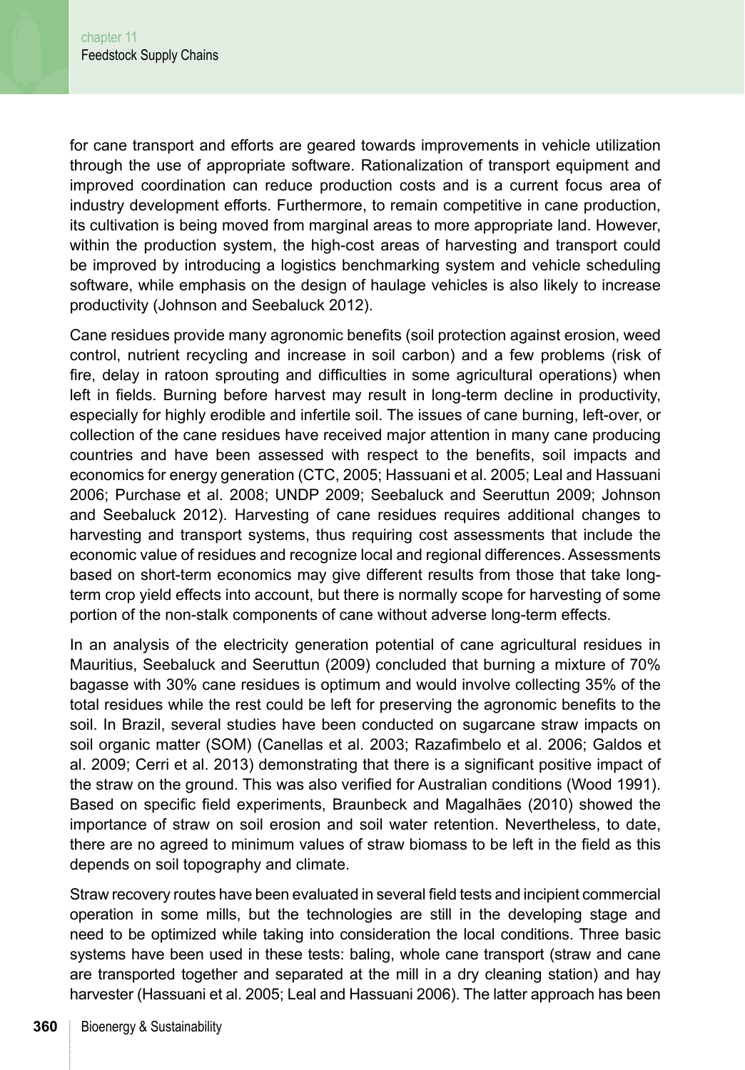for cane transport and efforts are geared towards improvements in vehicle utilization through the use of appropriate software. Rationalization of transport equipment and improved coordination can reduce production costs and is a current focus area of industry development efforts. Furthermore, to remain competitive in cane production, its cultivation is being moved from marginal areas to more appropriate land. However, within the production system, the high-cost areas of harvesting and transport could be improved by introducing a logistics benchmarking system and vehicle scheduling software, while emphasis on the design of haulage vehicles is also likely to increase productivity (Johnson and Seebaluck 2012).

Cane residues provide many agronomic benefits (soil protection against erosion, weed control, nutrient recycling and increase in soil carbon) and a few problems (risk of fire, delay in ratoon sprouting and difficulties in some agricultural operations) when left in fields. Burning before harvest may result in long-term decline in productivity, especially for highly erodible and infertile soil. The issues of cane burning, left-over, or collection of the cane residues have received major attention in many cane producing countries and have been assessed with respect to the benefits, soil impacts and economics for energy generation (CTC, 2005; Hassuani et al. 2005; Leal and Hassuani 2006; Purchase et al. 2008; UNDP 2009; Seebaluck and Seeruttun 2009; Johnson and Seebaluck 2012). Harvesting of cane residues requires additional changes to harvesting and transport systems, thus requiring cost assessments that include the economic value of residues and recognize local and regional differences. Assessments based on short-term economics may give different results from those that take long-term crop yield effects into account, but there is normally scope for harvesting of some portion of the non-stalk components of cane without adverse long-term effects.

In an analysis of the electricity generation potential of cane agricultural residues in Mauritius, Seebaluck and Seeruttun (2009) concluded that burning a mixture of 70% bagasse with 30% cane residues is optimum and would involve collecting 35% of the total residues while the rest could be left for preserving the agronomic benefits to the soil. In Brazil, several studies have been conducted on sugarcane straw impacts on soil organic matter (SOM) (Canellas et al. 2003; Razafimbelo et al. 2006; Galdos et al. 2009; Cerri et al. 2013) demonstrating that there is a significant positive impact of the straw on the ground. This was also verified for Australian conditions (Wood 1991). Based on specific field experiments, Braunbeck and Magalhães (2010) showed the importance of straw on soil erosion and soil water retention. Nevertheless, to date, there are no agreed to minimum values of straw biomass to be left in the field as this depends on soil topography and climate.

Straw recovery routes have been evaluated in several field tests and incipient commercial operation in some mills, but the technologies are still in the developing stage and need to be optimized while taking into consideration the local conditions. Three basic systems have been used in these tests: baling, whole cane transport (straw and cane are transported together and separated at the mill in a dry cleaning station) and hay harvester (Hassuani et al. 2005; Leal and Hassuani 2006). The latter approach has been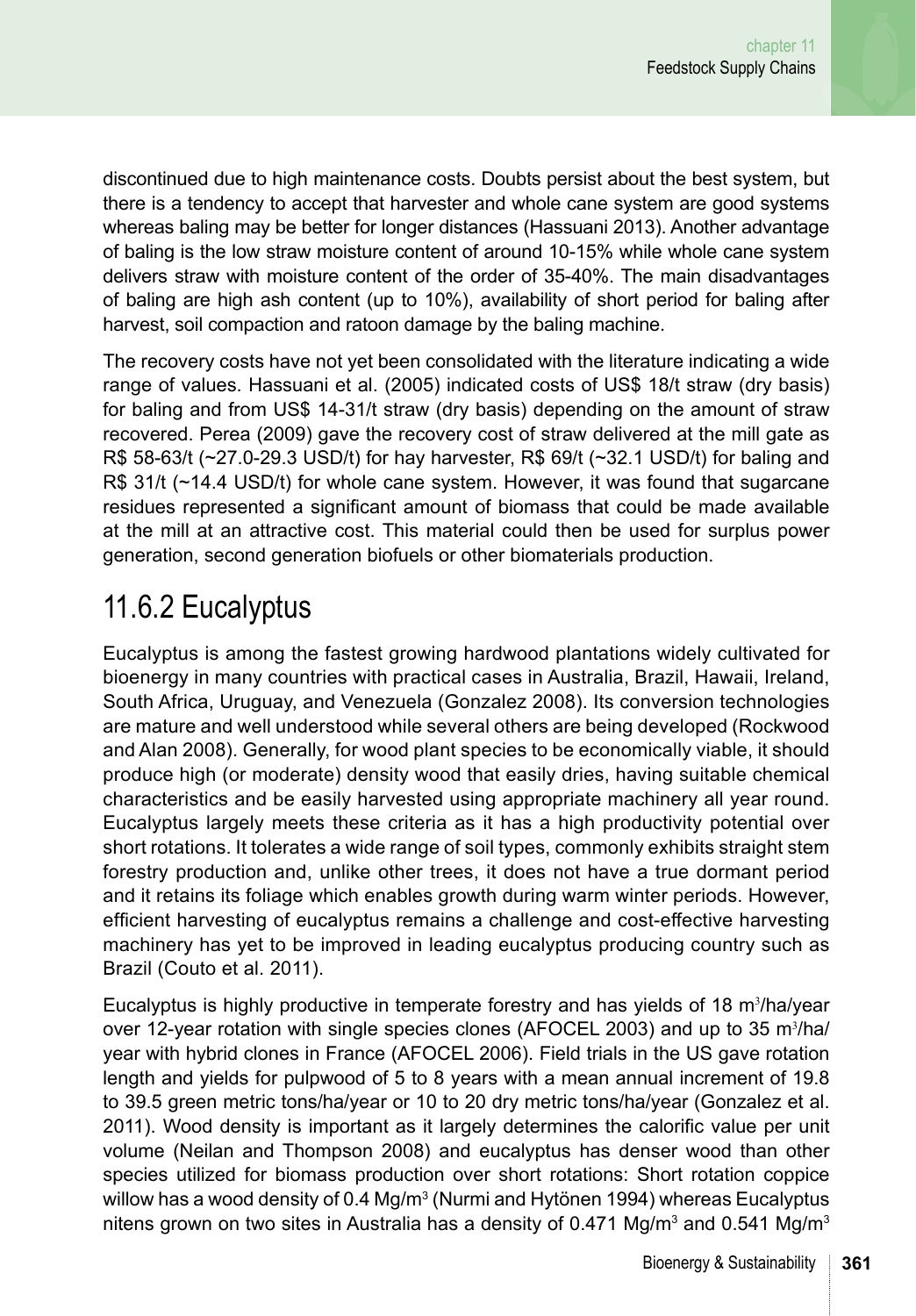discontinued due to high maintenance costs. Doubts persist about the best system, but there is a tendency to accept that harvester and whole cane system are good systems whereas baling may be better for longer distances (Hassuani 2013). Another advantage of baling is the low straw moisture content of around 10-15% while whole cane system delivers straw with moisture content of the order of 35-40%. The main disadvantages of baling are high ash content (up to 10%), availability of short period for baling after harvest, soil compaction and ratoon damage by the baling machine.

The recovery costs have not yet been consolidated with the literature indicating a wide range of values. Hassuani et al. (2005) indicated costs of US$ 18/t straw (dry basis) for baling and from US$ 14-31/t straw (dry basis) depending on the amount of straw recovered. Perea (2009) gave the recovery cost of straw delivered at the mill gate as R$ 58-63/t (~27.0-29.3 USD/t) for hay harvester, R$ 69/t (~32.1 USD/t) for baling and R$ 31/t (~14.4 USD/t) for whole cane system. However, it was found that sugarcane residues represented a significant amount of biomass that could be made available at the mill at an attractive cost. This material could then be used for surplus power generation, second generation biofuels or other biomaterials production.

## 11.6.2 Eucalyptus

Eucalyptus is among the fastest growing hardwood plantations widely cultivated for bioenergy in many countries with practical cases in Australia, Brazil, Hawaii, Ireland, South Africa, Uruguay, and Venezuela (Gonzalez 2008). Its conversion technologies are mature and well understood while several others are being developed (Rockwood and Alan 2008). Generally, for wood plant species to be economically viable, it should produce high (or moderate) density wood that easily dries, having suitable chemical characteristics and be easily harvested using appropriate machinery all year round. Eucalyptus largely meets these criteria as it has a high productivity potential over short rotations. It tolerates a wide range of soil types, commonly exhibits straight stem forestry production and, unlike other trees, it does not have a true dormant period and it retains its foliage which enables growth during warm winter periods. However, efficient harvesting of eucalyptus remains a challenge and cost-effective harvesting machinery has yet to be improved in leading eucalyptus producing country such as Brazil (Couto et al. 2011).

Eucalyptus is highly productive in temperate forestry and has yields of 18 $m^3$/ha/year over 12-year rotation with single species clones (AFOCEL 2003) and up to 35 $m^3$/ha/year with hybrid clones in France (AFOCEL 2006). Field trials in the US gave rotation length and yields for pulpwood of 5 to 8 years with a mean annual increment of 19.8 to 39.5 green metric tons/ha/year or 10 to 20 dry metric tons/ha/year (Gonzalez et al. 2011). Wood density is important as it largely determines the calorific value per unit volume (Neilan and Thompson 2008) and eucalyptus has denser wood than other species utilized for biomass production over short rotations: Short rotation coppice willow has a wood density of 0.4 $Mg/m^3$ (Nurmi and Hytönen 1994) whereas Eucalyptus nitens grown on two sites in Australia has a density of 0.471 $Mg/m^3$ and 0.541 $Mg/m^3$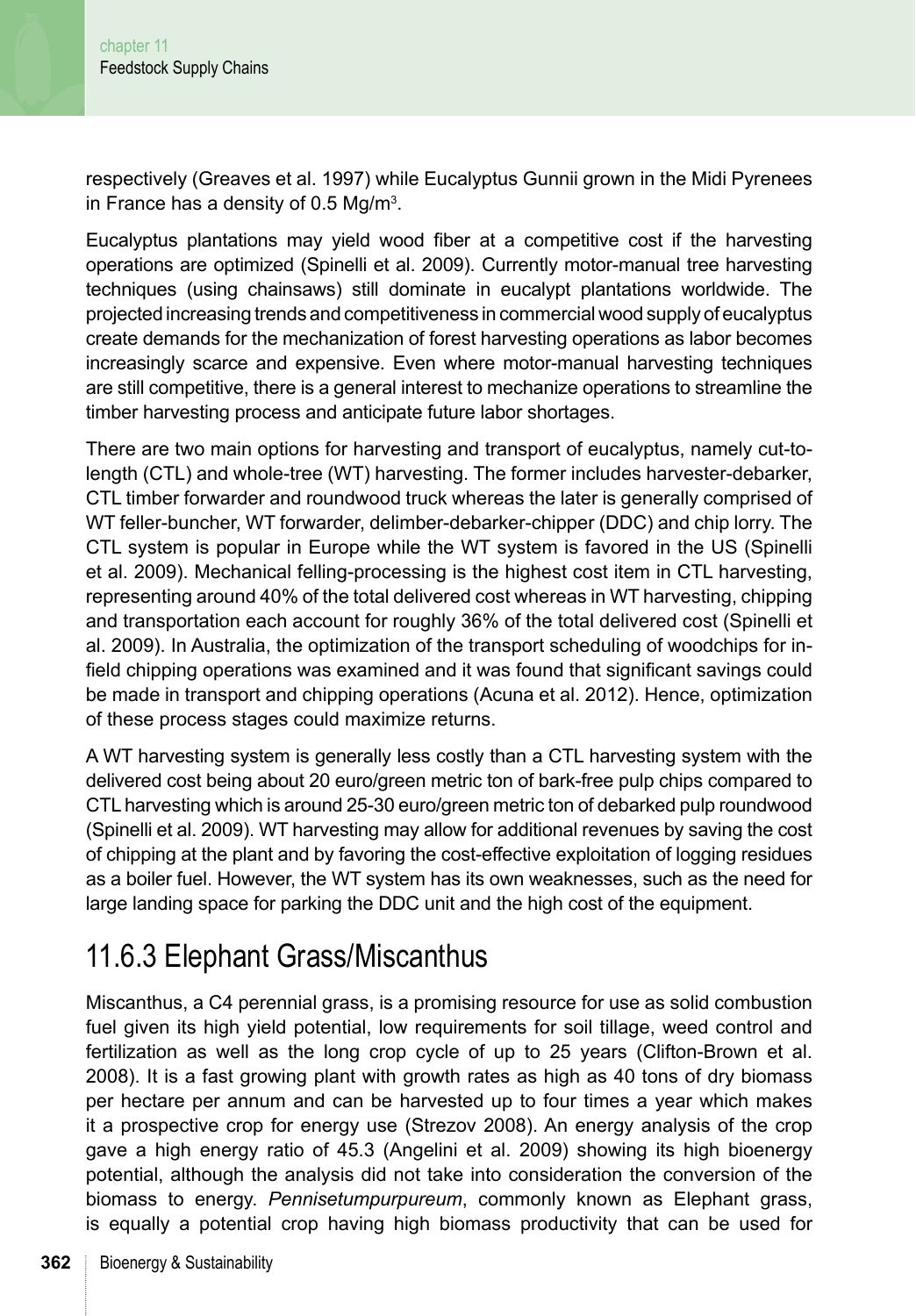respectively (Greaves et al. 1997) while Eucalyptus Gunnii grown in the Midi Pyrenees in France has a density of 0.5 $Mg/m^3$.

Eucalyptus plantations may yield wood fiber at a competitive cost if the harvesting operations are optimized (Spinelli et al. 2009). Currently motor-manual tree harvesting techniques (using chainsaws) still dominate in eucalypt plantations worldwide. The projected increasing trends and competitiveness in commercial wood supply of eucalyptus create demands for the mechanization of forest harvesting operations as labor becomes increasingly scarce and expensive. Even where motor-manual harvesting techniques are still competitive, there is a general interest to mechanize operations to streamline the timber harvesting process and anticipate future labor shortages.

There are two main options for harvesting and transport of eucalyptus, namely cut-to-length (CTL) and whole-tree (WT) harvesting. The former includes harvester-debarker, CTL timber forwarder and roundwood truck whereas the later is generally comprised of WT feller-buncher, WT forwarder, delimber-debarker-chipper (DDC) and chip lorry. The CTL system is popular in Europe while the WT system is favored in the US (Spinelli et al. 2009). Mechanical felling-processing is the highest cost item in CTL harvesting, representing around 40% of the total delivered cost whereas in WT harvesting, chipping and transportation each account for roughly 36% of the total delivered cost (Spinelli et al. 2009). In Australia, the optimization of the transport scheduling of woodchips for in-field chipping operations was examined and it was found that significant savings could be made in transport and chipping operations (Acuna et al. 2012). Hence, optimization of these process stages could maximize returns.

A WT harvesting system is generally less costly than a CTL harvesting system with the delivered cost being about 20 euro/green metric ton of bark-free pulp chips compared to CTL harvesting which is around 25-30 euro/green metric ton of debarked pulp roundwood (Spinelli et al. 2009). WT harvesting may allow for additional revenues by saving the cost of chipping at the plant and by favoring the cost-effective exploitation of logging residues as a boiler fuel. However, the WT system has its own weaknesses, such as the need for large landing space for parking the DDC unit and the high cost of the equipment.

## 11.6.3 Elephant Grass/Miscanthus

Miscanthus, a C4 perennial grass, is a promising resource for use as solid combustion fuel given its high yield potential, low requirements for soil tillage, weed control and fertilization as well as the long crop cycle of up to 25 years (Clifton-Brown et al. 2008). It is a fast growing plant with growth rates as high as 40 tons of dry biomass per hectare per annum and can be harvested up to four times a year which makes it a prospective crop for energy use (Strezov 2008). An energy analysis of the crop gave a high energy ratio of 45.3 (Angelini et al. 2009) showing its high bioenergy potential, although the analysis did not take into consideration the conversion of the biomass to energy. *Pennisetumpurpureum*, commonly known as Elephant grass, is equally a potential crop having high biomass productivity that can be used for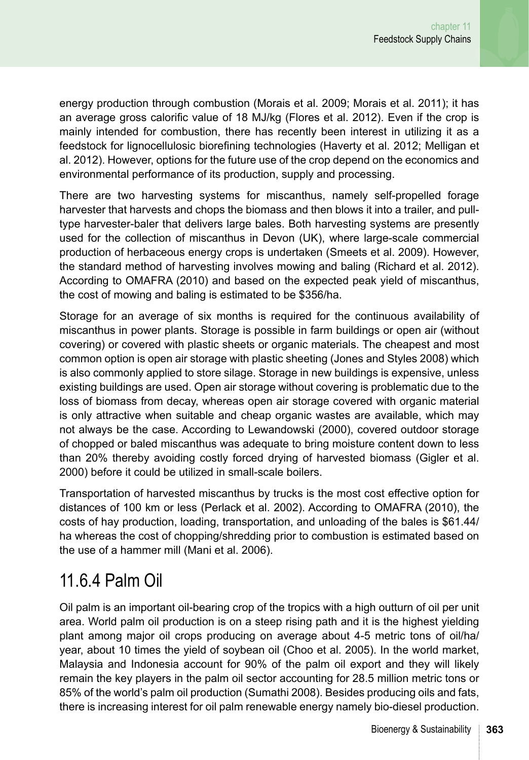energy production through combustion (Morais et al. 2009; Morais et al. 2011); it has an average gross calorific value of 18 MJ/kg (Flores et al. 2012). Even if the crop is mainly intended for combustion, there has recently been interest in utilizing it as a feedstock for lignocellulosic biorefining technologies (Haverty et al. 2012; Melligan et al. 2012). However, options for the future use of the crop depend on the economics and environmental performance of its production, supply and processing.

There are two harvesting systems for miscanthus, namely self-propelled forage harvester that harvests and chops the biomass and then blows it into a trailer, and pull-type harvester-baler that delivers large bales. Both harvesting systems are presently used for the collection of miscanthus in Devon (UK), where large-scale commercial production of herbaceous energy crops is undertaken (Smeets et al. 2009). However, the standard method of harvesting involves mowing and baling (Richard et al. 2012). According to OMAFRA (2010) and based on the expected peak yield of miscanthus, the cost of mowing and baling is estimated to be $356/ha.

Storage for an average of six months is required for the continuous availability of miscanthus in power plants. Storage is possible in farm buildings or open air (without covering) or covered with plastic sheets or organic materials. The cheapest and most common option is open air storage with plastic sheeting (Jones and Styles 2008) which is also commonly applied to store silage. Storage in new buildings is expensive, unless existing buildings are used. Open air storage without covering is problematic due to the loss of biomass from decay, whereas open air storage covered with organic material is only attractive when suitable and cheap organic wastes are available, which may not always be the case. According to Lewandowski (2000), covered outdoor storage of chopped or baled miscanthus was adequate to bring moisture content down to less than 20% thereby avoiding costly forced drying of harvested biomass (Gigler et al. 2000) before it could be utilized in small-scale boilers.

Transportation of harvested miscanthus by trucks is the most cost effective option for distances of 100 km or less (Perlack et al. 2002). According to OMAFRA (2010), the costs of hay production, loading, transportation, and unloading of the bales is $61.44/ha whereas the cost of chopping/shredding prior to combustion is estimated based on the use of a hammer mill (Mani et al. 2006).

## 11.6.4 Palm Oil

Oil palm is an important oil-bearing crop of the tropics with a high outturn of oil per unit area. World palm oil production is on a steep rising path and it is the highest yielding plant among major oil crops producing on average about 4-5 metric tons of oil/ha/year, about 10 times the yield of soybean oil (Choo et al. 2005). In the world market, Malaysia and Indonesia account for 90% of the palm oil export and they will likely remain the key players in the palm oil sector accounting for 28.5 million metric tons or 85% of the world's palm oil production (Sumathi 2008). Besides producing oils and fats, there is increasing interest for oil palm renewable energy namely bio-diesel production.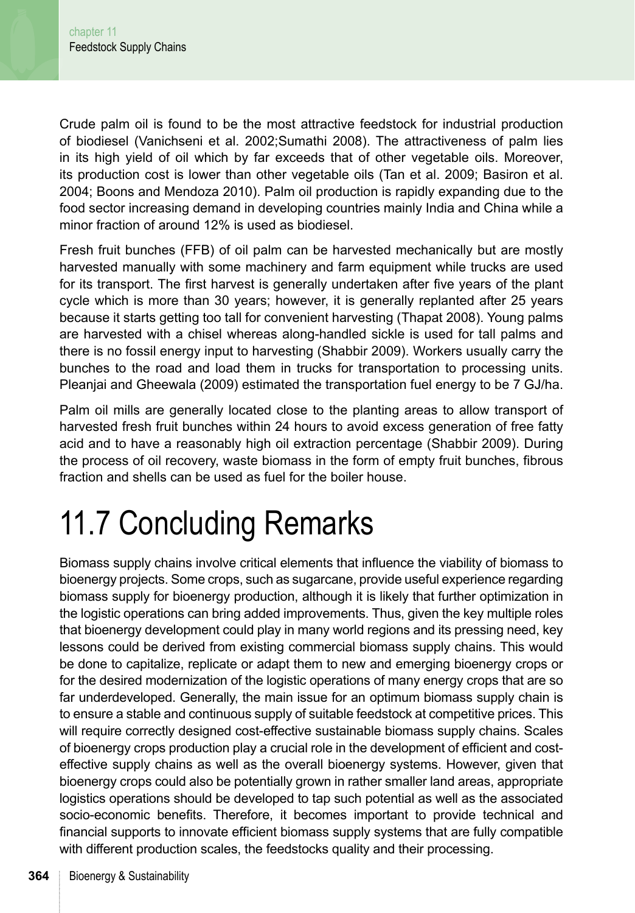Crude palm oil is found to be the most attractive feedstock for industrial production of biodiesel (Vanichseni et al. 2002;Sumathi 2008). The attractiveness of palm lies in its high yield of oil which by far exceeds that of other vegetable oils. Moreover, its production cost is lower than other vegetable oils (Tan et al. 2009; Basiron et al. 2004; Boons and Mendoza 2010). Palm oil production is rapidly expanding due to the food sector increasing demand in developing countries mainly India and China while a minor fraction of around 12% is used as biodiesel.

Fresh fruit bunches (FFB) of oil palm can be harvested mechanically but are mostly harvested manually with some machinery and farm equipment while trucks are used for its transport. The first harvest is generally undertaken after five years of the plant cycle which is more than 30 years; however, it is generally replanted after 25 years because it starts getting too tall for convenient harvesting (Thapat 2008). Young palms are harvested with a chisel whereas along-handled sickle is used for tall palms and there is no fossil energy input to harvesting (Shabbir 2009). Workers usually carry the bunches to the road and load them in trucks for transportation to processing units. Pleanjai and Gheewala (2009) estimated the transportation fuel energy to be 7 GJ/ha.

Palm oil mills are generally located close to the planting areas to allow transport of harvested fresh fruit bunches within 24 hours to avoid excess generation of free fatty acid and to have a reasonably high oil extraction percentage (Shabbir 2009). During the process of oil recovery, waste biomass in the form of empty fruit bunches, fibrous fraction and shells can be used as fuel for the boiler house.

# 11.7 Concluding Remarks

Biomass supply chains involve critical elements that influence the viability of biomass to bioenergy projects. Some crops, such as sugarcane, provide useful experience regarding biomass supply for bioenergy production, although it is likely that further optimization in the logistic operations can bring added improvements. Thus, given the key multiple roles that bioenergy development could play in many world regions and its pressing need, key lessons could be derived from existing commercial biomass supply chains. This would be done to capitalize, replicate or adapt them to new and emerging bioenergy crops or for the desired modernization of the logistic operations of many energy crops that are so far underdeveloped. Generally, the main issue for an optimum biomass supply chain is to ensure a stable and continuous supply of suitable feedstock at competitive prices. This will require correctly designed cost-effective sustainable biomass supply chains. Scales of bioenergy crops production play a crucial role in the development of efficient and cost-effective supply chains as well as the overall bioenergy systems. However, given that bioenergy crops could also be potentially grown in rather smaller land areas, appropriate logistics operations should be developed to tap such potential as well as the associated socio-economic benefits. Therefore, it becomes important to provide technical and financial supports to innovate efficient biomass supply systems that are fully compatible with different production scales, the feedstocks quality and their processing.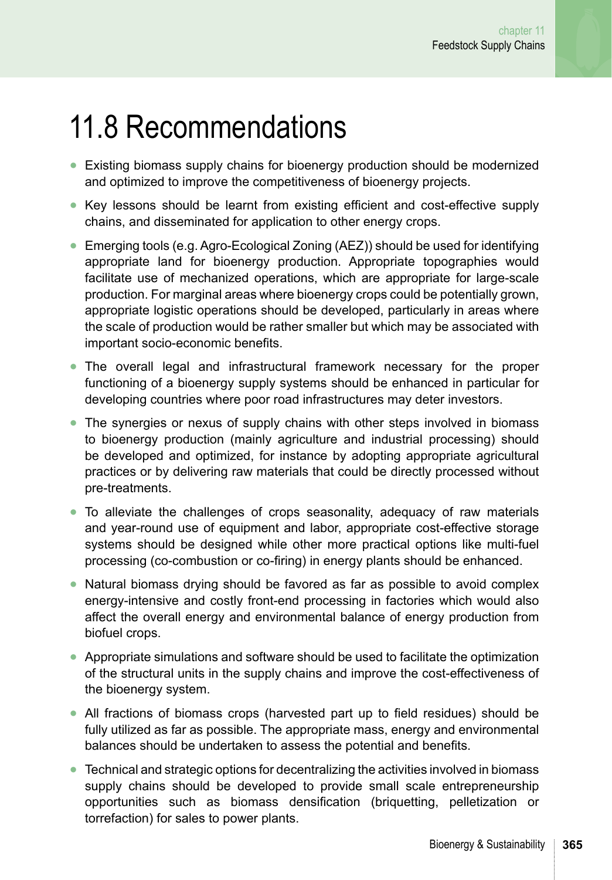# 11.8 Recommendations

- Existing biomass supply chains for bioenergy production should be modernized and optimized to improve the competitiveness of bioenergy projects.
- Key lessons should be learnt from existing efficient and cost-effective supply chains, and disseminated for application to other energy crops.
- Emerging tools (e.g. Agro-Ecological Zoning (AEZ)) should be used for identifying appropriate land for bioenergy production. Appropriate topographies would facilitate use of mechanized operations, which are appropriate for large-scale production. For marginal areas where bioenergy crops could be potentially grown, appropriate logistic operations should be developed, particularly in areas where the scale of production would be rather smaller but which may be associated with important socio-economic benefits.
- The overall legal and infrastructural framework necessary for the proper functioning of a bioenergy supply systems should be enhanced in particular for developing countries where poor road infrastructures may deter investors.
- The synergies or nexus of supply chains with other steps involved in biomass to bioenergy production (mainly agriculture and industrial processing) should be developed and optimized, for instance by adopting appropriate agricultural practices or by delivering raw materials that could be directly processed without pre-treatments.
- To alleviate the challenges of crops seasonality, adequacy of raw materials and year-round use of equipment and labor, appropriate cost-effective storage systems should be designed while other more practical options like multi-fuel processing (co-combustion or co-firing) in energy plants should be enhanced.
- Natural biomass drying should be favored as far as possible to avoid complex energy-intensive and costly front-end processing in factories which would also affect the overall energy and environmental balance of energy production from biofuel crops.
- Appropriate simulations and software should be used to facilitate the optimization of the structural units in the supply chains and improve the cost-effectiveness of the bioenergy system.
- All fractions of biomass crops (harvested part up to field residues) should be fully utilized as far as possible. The appropriate mass, energy and environmental balances should be undertaken to assess the potential and benefits.
- Technical and strategic options for decentralizing the activities involved in biomass supply chains should be developed to provide small scale entrepreneurship opportunities such as biomass densification (briquetting, pelletization or torrefaction) for sales to power plants.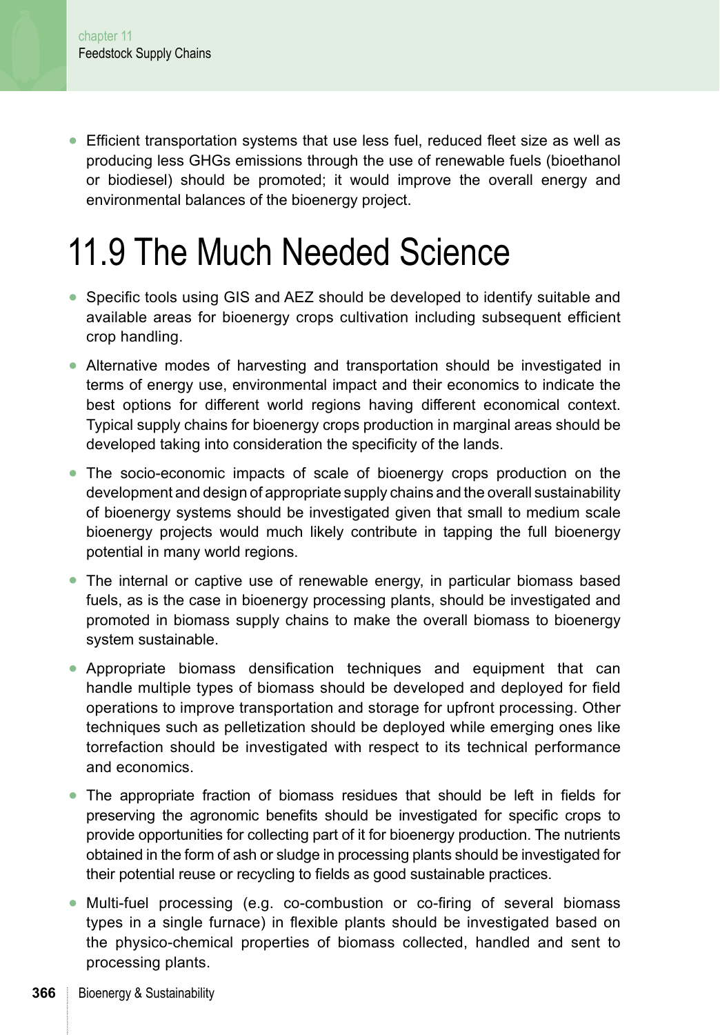- Efficient transportation systems that use less fuel, reduced fleet size as well as producing less GHGs emissions through the use of renewable fuels (bioethanol or biodiesel) should be promoted; it would improve the overall energy and environmental balances of the bioenergy project.

# 11.9 The Much Needed Science

- Specific tools using GIS and AEZ should be developed to identify suitable and available areas for bioenergy crops cultivation including subsequent efficient crop handling.
- Alternative modes of harvesting and transportation should be investigated in terms of energy use, environmental impact and their economics to indicate the best options for different world regions having different economical context. Typical supply chains for bioenergy crops production in marginal areas should be developed taking into consideration the specificity of the lands.
- The socio-economic impacts of scale of bioenergy crops production on the development and design of appropriate supply chains and the overall sustainability of bioenergy systems should be investigated given that small to medium scale bioenergy projects would much likely contribute in tapping the full bioenergy potential in many world regions.
- The internal or captive use of renewable energy, in particular biomass based fuels, as is the case in bioenergy processing plants, should be investigated and promoted in biomass supply chains to make the overall biomass to bioenergy system sustainable.
- Appropriate biomass densification techniques and equipment that can handle multiple types of biomass should be developed and deployed for field operations to improve transportation and storage for upfront processing. Other techniques such as pelletization should be deployed while emerging ones like torrefaction should be investigated with respect to its technical performance and economics.
- The appropriate fraction of biomass residues that should be left in fields for preserving the agronomic benefits should be investigated for specific crops to provide opportunities for collecting part of it for bioenergy production. The nutrients obtained in the form of ash or sludge in processing plants should be investigated for their potential reuse or recycling to fields as good sustainable practices.
- Multi-fuel processing (e.g. co-combustion or co-firing of several biomass types in a single furnace) in flexible plants should be investigated based on the physico-chemical properties of biomass collected, handled and sent to processing plants.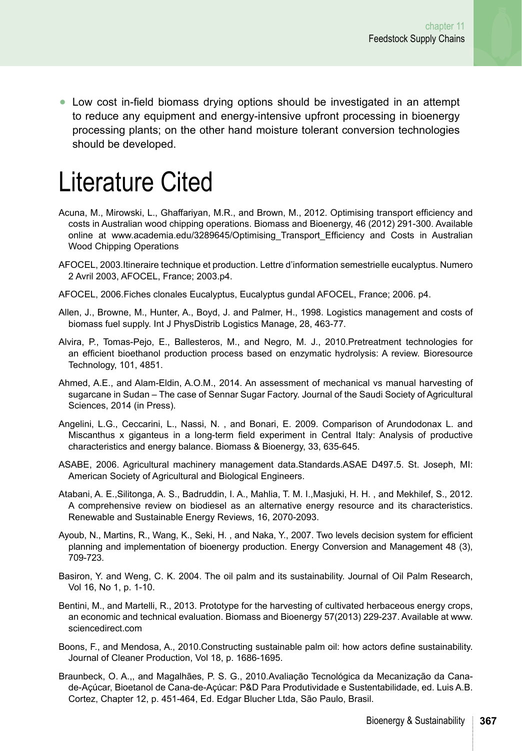- Low cost in-field biomass drying options should be investigated in an attempt to reduce any equipment and energy-intensive upfront processing in bioenergy processing plants; on the other hand moisture tolerant conversion technologies should be developed.

# Literature Cited

Acuna, M., Mirowski, L., Ghaffariyan, M.R., and Brown, M., 2012. Optimising transport efficiency and costs in Australian wood chipping operations. Biomass and Bioenergy, 46 (2012) 291-300. Available online at www.academia.edu/3289645/Optimising_Transport_Efficiency and Costs in Australian Wood Chipping Operations

AFOCEL, 2003.Itineraire technique et production. Lettre d'information semestrielle eucalyptus. Numero 2 Avril 2003, AFOCEL, France; 2003.p4.

AFOCEL, 2006.Fiches clonales Eucalyptus, Eucalyptus gundal AFOCEL, France; 2006. p4.

Allen, J., Browne, M., Hunter, A., Boyd, J. and Palmer, H., 1998. Logistics management and costs of biomass fuel supply. Int J PhysDistrib Logistics Manage, 28, 463-77.

Alvira, P., Tomas-Pejo, E., Ballesteros, M., and Negro, M. J., 2010.Pretreatment technologies for an efficient bioethanol production process based on enzymatic hydrolysis: A review. Bioresource Technology, 101, 4851.

Ahmed, A.E., and Alam-Eldin, A.O.M., 2014. An assessment of mechanical vs manual harvesting of sugarcane in Sudan – The case of Sennar Sugar Factory. Journal of the Saudi Society of Agricultural Sciences, 2014 (in Press).

Angelini, L.G., Ceccarini, L., Nassi, N. , and Bonari, E. 2009. Comparison of Arundodonax L. and Miscanthus x giganteus in a long-term field experiment in Central Italy: Analysis of productive characteristics and energy balance. Biomass & Bioenergy, 33, 635-645.

ASABE, 2006. Agricultural machinery management data.Standards.ASAE D497.5. St. Joseph, MI: American Society of Agricultural and Biological Engineers.

Atabani, A. E.,Silitonga, A. S., Badruddin, I. A., Mahlia, T. M. I.,Masjuki, H. H. , and Mekhilef, S., 2012. A comprehensive review on biodiesel as an alternative energy resource and its characteristics. Renewable and Sustainable Energy Reviews, 16, 2070-2093.

Ayoub, N., Martins, R., Wang, K., Seki, H. , and Naka, Y., 2007. Two levels decision system for efficient planning and implementation of bioenergy production. Energy Conversion and Management 48 (3), 709-723.

Basiron, Y. and Weng, C. K. 2004. The oil palm and its sustainability. Journal of Oil Palm Research, Vol 16, No 1, p. 1-10.

Bentini, M., and Martelli, R., 2013. Prototype for the harvesting of cultivated herbaceous energy crops, an economic and technical evaluation. Biomass and Bioenergy 57(2013) 229-237. Available at www.sciencedirect.com

Boons, F., and Mendosa, A., 2010.Constructing sustainable palm oil: how actors define sustainability. Journal of Cleaner Production, Vol 18, p. 1686-1695.

Braunbeck, O. A.,, and Magalhães, P. S. G., 2010.Avaliação Tecnológica da Mecanização da Cana-de-Açúcar, Bioetanol de Cana-de-Açúcar: P&D Para Produtividade e Sustentabilidade, ed. Luis A.B. Cortez, Chapter 12, p. 451-464, Ed. Edgar Blucher Ltda, São Paulo, Brasil.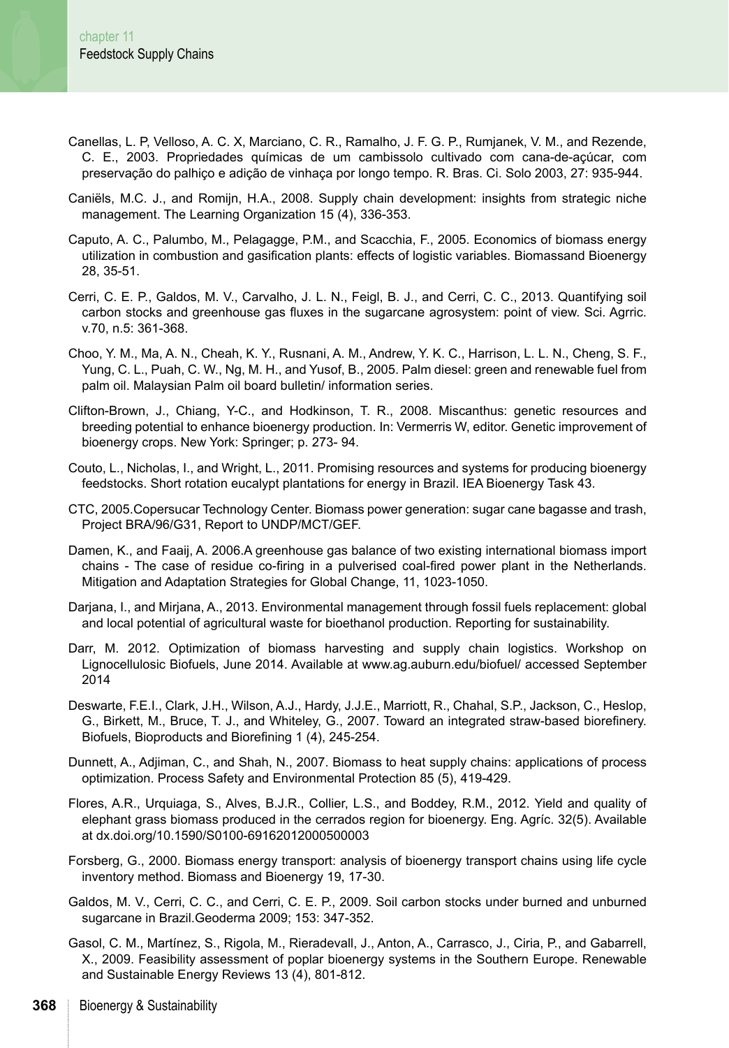Canellas, L. P, Velloso, A. C. X, Marciano, C. R., Ramalho, J. F. G. P., Rumjanek, V. M., and Rezende, C. E., 2003. Propriedades químicas de um cambissolo cultivado com cana-de-açúcar, com preservação do palhiço e adição de vinhaça por longo tempo. R. Bras. Ci. Solo 2003, 27: 935-944.

Caniëls, M.C. J., and Romijn, H.A., 2008. Supply chain development: insights from strategic niche management. The Learning Organization 15 (4), 336-353.

Caputo, A. C., Palumbo, M., Pelagagge, P.M., and Scacchia, F., 2005. Economics of biomass energy utilization in combustion and gasification plants: effects of logistic variables. Biomassand Bioenergy 28, 35-51.

Cerri, C. E. P., Galdos, M. V., Carvalho, J. L. N., Feigl, B. J., and Cerri, C. C., 2013. Quantifying soil carbon stocks and greenhouse gas fluxes in the sugarcane agrosystem: point of view. Sci. Agrric. v.70, n.5: 361-368.

Choo, Y. M., Ma, A. N., Cheah, K. Y., Rusnani, A. M., Andrew, Y. K. C., Harrison, L. L. N., Cheng, S. F., Yung, C. L., Puah, C. W., Ng, M. H., and Yusof, B., 2005. Palm diesel: green and renewable fuel from palm oil. Malaysian Palm oil board bulletin/ information series.

Clifton-Brown, J., Chiang, Y-C., and Hodkinson, T. R., 2008. Miscanthus: genetic resources and breeding potential to enhance bioenergy production. In: Vermerris W, editor. Genetic improvement of bioenergy crops. New York: Springer; p. 273- 94.

Couto, L., Nicholas, I., and Wright, L., 2011. Promising resources and systems for producing bioenergy feedstocks. Short rotation eucalypt plantations for energy in Brazil. IEA Bioenergy Task 43.

CTC, 2005.Copersucar Technology Center. Biomass power generation: sugar cane bagasse and trash, Project BRA/96/G31, Report to UNDP/MCT/GEF.

Damen, K., and Faaij, A. 2006.A greenhouse gas balance of two existing international biomass import chains - The case of residue co-firing in a pulverised coal-fired power plant in the Netherlands. Mitigation and Adaptation Strategies for Global Change, 11, 1023-1050.

Darjana, I., and Mirjana, A., 2013. Environmental management through fossil fuels replacement: global and local potential of agricultural waste for bioethanol production. Reporting for sustainability.

Darr, M. 2012. Optimization of biomass harvesting and supply chain logistics. Workshop on Lignocellulosic Biofuels, June 2014. Available at www.ag.auburn.edu/biofuel/ accessed September 2014

Deswarte, F.E.I., Clark, J.H., Wilson, A.J., Hardy, J.J.E., Marriott, R., Chahal, S.P., Jackson, C., Heslop, G., Birkett, M., Bruce, T. J., and Whiteley, G., 2007. Toward an integrated straw-based biorefinery. Biofuels, Bioproducts and Biorefining 1 (4), 245-254.

Dunnett, A., Adjiman, C., and Shah, N., 2007. Biomass to heat supply chains: applications of process optimization. Process Safety and Environmental Protection 85 (5), 419-429.

Flores, A.R., Urquiaga, S., Alves, B.J.R., Collier, L.S., and Boddey, R.M., 2012. Yield and quality of elephant grass biomass produced in the cerrados region for bioenergy. Eng. Agríc. 32(5). Available at dx.doi.org/10.1590/S0100-69162012000500003

Forsberg, G., 2000. Biomass energy transport: analysis of bioenergy transport chains using life cycle inventory method. Biomass and Bioenergy 19, 17-30.

Galdos, M. V., Cerri, C. C., and Cerri, C. E. P., 2009. Soil carbon stocks under burned and unburned sugarcane in Brazil.Geoderma 2009; 153: 347-352.

Gasol, C. M., Martínez, S., Rigola, M., Rieradevall, J., Anton, A., Carrasco, J., Ciria, P., and Gabarrell, X., 2009. Feasibility assessment of poplar bioenergy systems in the Southern Europe. Renewable and Sustainable Energy Reviews 13 (4), 801-812.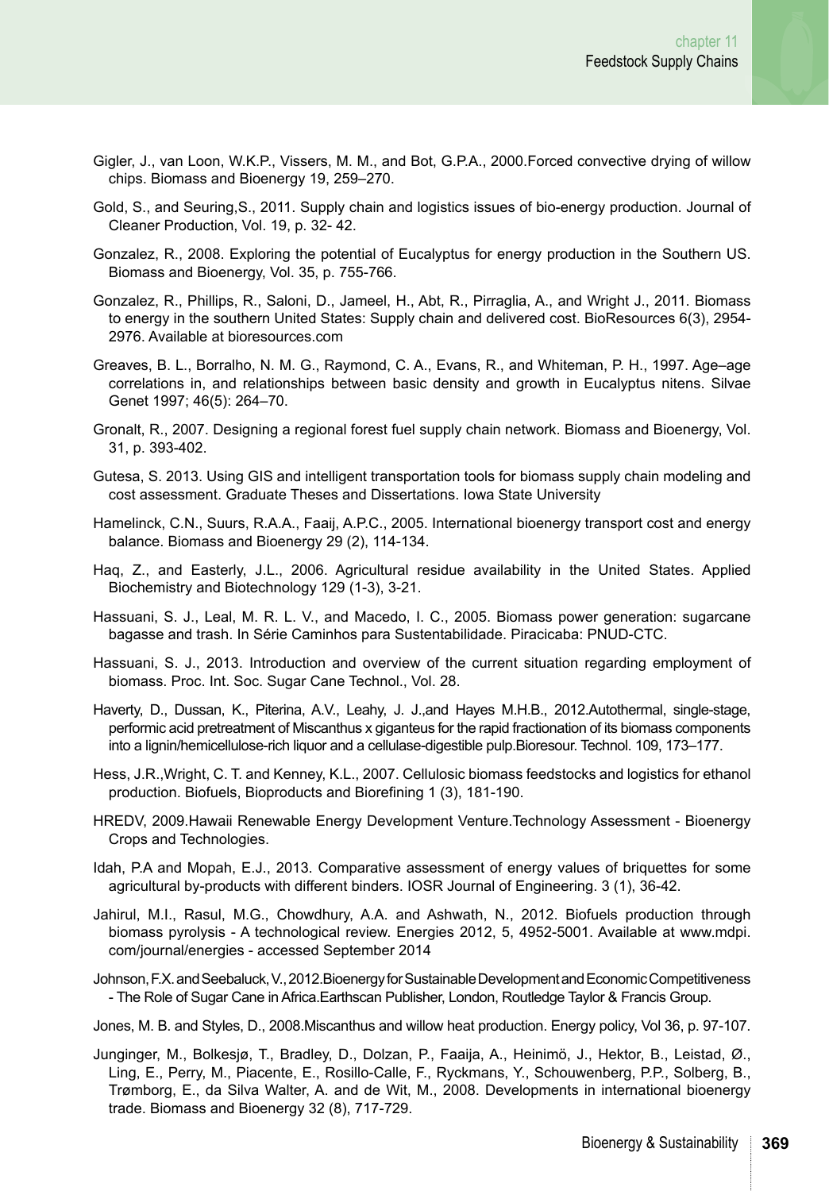Gigler, J., van Loon, W.K.P., Vissers, M. M., and Bot, G.P.A., 2000.Forced convective drying of willow chips. Biomass and Bioenergy 19, 259–270.

Gold, S., and Seuring,S., 2011. Supply chain and logistics issues of bio-energy production. Journal of Cleaner Production, Vol. 19, p. 32- 42.

Gonzalez, R., 2008. Exploring the potential of Eucalyptus for energy production in the Southern US. Biomass and Bioenergy, Vol. 35, p. 755-766.

Gonzalez, R., Phillips, R., Saloni, D., Jameel, H., Abt, R., Pirraglia, A., and Wright J., 2011. Biomass to energy in the southern United States: Supply chain and delivered cost. BioResources 6(3), 2954-2976. Available at bioresources.com

Greaves, B. L., Borralho, N. M. G., Raymond, C. A., Evans, R., and Whiteman, P. H., 1997. Age–age correlations in, and relationships between basic density and growth in Eucalyptus nitens. Silvae Genet 1997; 46(5): 264–70.

Gronalt, R., 2007. Designing a regional forest fuel supply chain network. Biomass and Bioenergy, Vol. 31, p. 393-402.

Gutesa, S. 2013. Using GIS and intelligent transportation tools for biomass supply chain modeling and cost assessment. Graduate Theses and Dissertations. Iowa State University

Hamelinck, C.N., Suurs, R.A.A., Faaij, A.P.C., 2005. International bioenergy transport cost and energy balance. Biomass and Bioenergy 29 (2), 114-134.

Haq, Z., and Easterly, J.L., 2006. Agricultural residue availability in the United States. Applied Biochemistry and Biotechnology 129 (1-3), 3-21.

Hassuani, S. J., Leal, M. R. L. V., and Macedo, I. C., 2005. Biomass power generation: sugarcane bagasse and trash. In Série Caminhos para Sustentabilidade. Piracicaba: PNUD-CTC.

Hassuani, S. J., 2013. Introduction and overview of the current situation regarding employment of biomass. Proc. Int. Soc. Sugar Cane Technol., Vol. 28.

Haverty, D., Dussan, K., Piterina, A.V., Leahy, J. J.,and Hayes M.H.B., 2012.Autothermal, single-stage, performic acid pretreatment of Miscanthus x giganteus for the rapid fractionation of its biomass components into a lignin/hemicellulose-rich liquor and a cellulase-digestible pulp.Bioresour. Technol. 109, 173–177.

Hess, J.R.,Wright, C. T. and Kenney, K.L., 2007. Cellulosic biomass feedstocks and logistics for ethanol production. Biofuels, Bioproducts and Biorefining 1 (3), 181-190.

HREDV, 2009.Hawaii Renewable Energy Development Venture.Technology Assessment - Bioenergy Crops and Technologies.

Idah, P.A and Mopah, E.J., 2013. Comparative assessment of energy values of briquettes for some agricultural by-products with different binders. IOSR Journal of Engineering. 3 (1), 36-42.

Jahirul, M.I., Rasul, M.G., Chowdhury, A.A. and Ashwath, N., 2012. Biofuels production through biomass pyrolysis - A technological review. Energies 2012, 5, 4952-5001. Available at www.mdpi.com/journal/energies - accessed September 2014

Johnson, F.X. and Seebaluck, V., 2012.Bioenergy for Sustainable Development and Economic Competitiveness - The Role of Sugar Cane in Africa.Earthscan Publisher, London, Routledge Taylor & Francis Group.

Jones, M. B. and Styles, D., 2008.Miscanthus and willow heat production. Energy policy, Vol 36, p. 97-107.

Junginger, M., Bolkesjø, T., Bradley, D., Dolzan, P., Faaija, A., Heinimö, J., Hektor, B., Leistad, Ø., Ling, E., Perry, M., Piacente, E., Rosillo-Calle, F., Ryckmans, Y., Schouwenberg, P.P., Solberg, B., Trømborg, E., da Silva Walter, A. and de Wit, M., 2008. Developments in international bioenergy trade. Biomass and Bioenergy 32 (8), 717-729.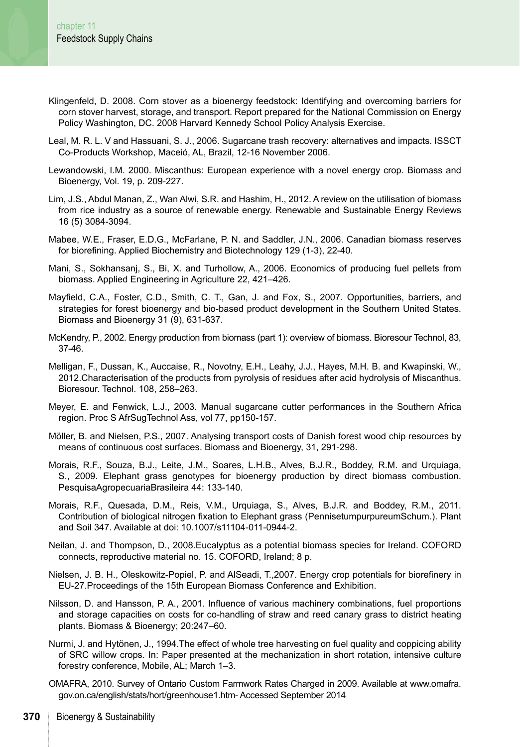Klingenfeld, D. 2008. Corn stover as a bioenergy feedstock: Identifying and overcoming barriers for corn stover harvest, storage, and transport. Report prepared for the National Commission on Energy Policy Washington, DC. 2008 Harvard Kennedy School Policy Analysis Exercise.

Leal, M. R. L. V and Hassuani, S. J., 2006. Sugarcane trash recovery: alternatives and impacts. ISSCT Co-Products Workshop, Maceió, AL, Brazil, 12-16 November 2006.

Lewandowski, I.M. 2000. Miscanthus: European experience with a novel energy crop. Biomass and Bioenergy, Vol. 19, p. 209-227.

Lim, J.S., Abdul Manan, Z., Wan Alwi, S.R. and Hashim, H., 2012. A review on the utilisation of biomass from rice industry as a source of renewable energy. Renewable and Sustainable Energy Reviews 16 (5) 3084-3094.

Mabee, W.E., Fraser, E.D.G., McFarlane, P. N. and Saddler, J.N., 2006. Canadian biomass reserves for biorefining. Applied Biochemistry and Biotechnology 129 (1-3), 22-40.

Mani, S., Sokhansanj, S., Bi, X. and Turhollow, A., 2006. Economics of producing fuel pellets from biomass. Applied Engineering in Agriculture 22, 421–426.

Mayfield, C.A., Foster, C.D., Smith, C. T., Gan, J. and Fox, S., 2007. Opportunities, barriers, and strategies for forest bioenergy and bio-based product development in the Southern United States. Biomass and Bioenergy 31 (9), 631-637.

McKendry, P., 2002. Energy production from biomass (part 1): overview of biomass. Bioresour Technol, 83, 37-46.

Melligan, F., Dussan, K., Auccaise, R., Novotny, E.H., Leahy, J.J., Hayes, M.H. B. and Kwapinski, W., 2012.Characterisation of the products from pyrolysis of residues after acid hydrolysis of Miscanthus. Bioresour. Technol. 108, 258–263.

Meyer, E. and Fenwick, L.J., 2003. Manual sugarcane cutter performances in the Southern Africa region. Proc S AfrSugTechnol Ass, vol 77, pp150-157.

Möller, B. and Nielsen, P.S., 2007. Analysing transport costs of Danish forest wood chip resources by means of continuous cost surfaces. Biomass and Bioenergy, 31, 291-298.

Morais, R.F., Souza, B.J., Leite, J.M., Soares, L.H.B., Alves, B.J.R., Boddey, R.M. and Urquiaga, S., 2009. Elephant grass genotypes for bioenergy production by direct biomass combustion. PesquisaAgropecuariaBrasileira 44: 133-140.

Morais, R.F., Quesada, D.M., Reis, V.M., Urquiaga, S., Alves, B.J.R. and Boddey, R.M., 2011. Contribution of biological nitrogen fixation to Elephant grass (PennisetumpurpureumSchum.). Plant and Soil 347. Available at doi: 10.1007/s11104-011-0944-2.

Neilan, J. and Thompson, D., 2008.Eucalyptus as a potential biomass species for Ireland. COFORD connects, reproductive material no. 15. COFORD, Ireland; 8 p.

Nielsen, J. B. H., Oleskowitz-Popiel, P. and AlSeadi, T.,2007. Energy crop potentials for biorefinery in EU-27.Proceedings of the 15th European Biomass Conference and Exhibition.

Nilsson, D. and Hansson, P. A., 2001. Influence of various machinery combinations, fuel proportions and storage capacities on costs for co-handling of straw and reed canary grass to district heating plants. Biomass & Bioenergy; 20:247–60.

Nurmi, J. and Hytönen, J., 1994.The effect of whole tree harvesting on fuel quality and coppicing ability of SRC willow crops. In: Paper presented at the mechanization in short rotation, intensive culture forestry conference, Mobile, AL; March 1–3.

OMAFRA, 2010. Survey of Ontario Custom Farmwork Rates Charged in 2009. Available at www.omafra.gov.on.ca/english/stats/hort/greenhouse1.htm- Accessed September 2014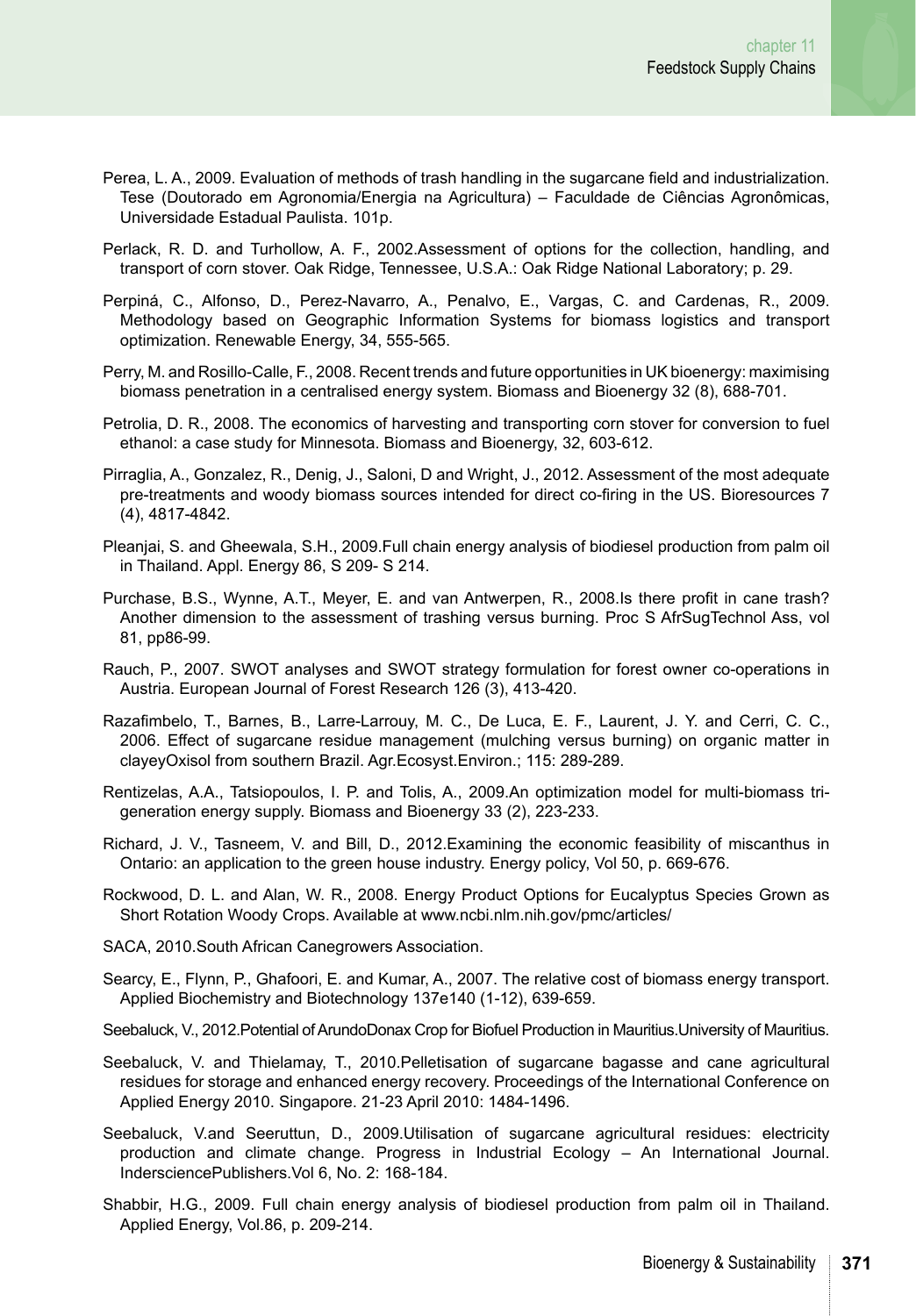Perea, L. A., 2009. Evaluation of methods of trash handling in the sugarcane field and industrialization. Tese (Doutorado em Agronomia/Energia na Agricultura) – Faculdade de Ciências Agronômicas, Universidade Estadual Paulista. 101p.

Perlack, R. D. and Turhollow, A. F., 2002.Assessment of options for the collection, handling, and transport of corn stover. Oak Ridge, Tennessee, U.S.A.: Oak Ridge National Laboratory; p. 29.

Perpiná, C., Alfonso, D., Perez-Navarro, A., Penalvo, E., Vargas, C. and Cardenas, R., 2009. Methodology based on Geographic Information Systems for biomass logistics and transport optimization. Renewable Energy, 34, 555-565.

Perry, M. and Rosillo-Calle, F., 2008. Recent trends and future opportunities in UK bioenergy: maximising biomass penetration in a centralised energy system. Biomass and Bioenergy 32 (8), 688-701.

Petrolia, D. R., 2008. The economics of harvesting and transporting corn stover for conversion to fuel ethanol: a case study for Minnesota. Biomass and Bioenergy, 32, 603-612.

Pirraglia, A., Gonzalez, R., Denig, J., Saloni, D and Wright, J., 2012. Assessment of the most adequate pre-treatments and woody biomass sources intended for direct co-firing in the US. Bioresources 7 (4), 4817-4842.

Pleanjai, S. and Gheewala, S.H., 2009.Full chain energy analysis of biodiesel production from palm oil in Thailand. Appl. Energy 86, S 209- S 214.

Purchase, B.S., Wynne, A.T., Meyer, E. and van Antwerpen, R., 2008.Is there profit in cane trash? Another dimension to the assessment of trashing versus burning. Proc S AfrSugTechnol Ass, vol 81, pp86-99.

Rauch, P., 2007. SWOT analyses and SWOT strategy formulation for forest owner co-operations in Austria. European Journal of Forest Research 126 (3), 413-420.

Razafimbelo, T., Barnes, B., Larre-Larrouy, M. C., De Luca, E. F., Laurent, J. Y. and Cerri, C. C., 2006. Effect of sugarcane residue management (mulching versus burning) on organic matter in clayeyOxisol from southern Brazil. Agr.Ecosyst.Environ.; 115: 289-289.

Rentizelas, A.A., Tatsiopoulos, I. P. and Tolis, A., 2009.An optimization model for multi-biomass tri-generation energy supply. Biomass and Bioenergy 33 (2), 223-233.

Richard, J. V., Tasneem, V. and Bill, D., 2012.Examining the economic feasibility of miscanthus in Ontario: an application to the green house industry. Energy policy, Vol 50, p. 669-676.

Rockwood, D. L. and Alan, W. R., 2008. Energy Product Options for Eucalyptus Species Grown as Short Rotation Woody Crops. Available at www.ncbi.nlm.nih.gov/pmc/articles/

SACA, 2010.South African Canegrowers Association.

Searcy, E., Flynn, P., Ghafoori, E. and Kumar, A., 2007. The relative cost of biomass energy transport. Applied Biochemistry and Biotechnology 137e140 (1-12), 639-659.

Seebaluck, V., 2012.Potential of ArundoDonax Crop for Biofuel Production in Mauritius.University of Mauritius.

Seebaluck, V. and Thielamay, T., 2010.Pelletisation of sugarcane bagasse and cane agricultural residues for storage and enhanced energy recovery. Proceedings of the International Conference on Applied Energy 2010. Singapore. 21-23 April 2010: 1484-1496.

Seebaluck, V.and Seeruttun, D., 2009.Utilisation of sugarcane agricultural residues: electricity production and climate change. Progress in Industrial Ecology – An International Journal. Inderscience Publishers.Vol 6, No. 2: 168-184.

Shabbir, H.G., 2009. Full chain energy analysis of biodiesel production from palm oil in Thailand. Applied Energy, Vol.86, p. 209-214.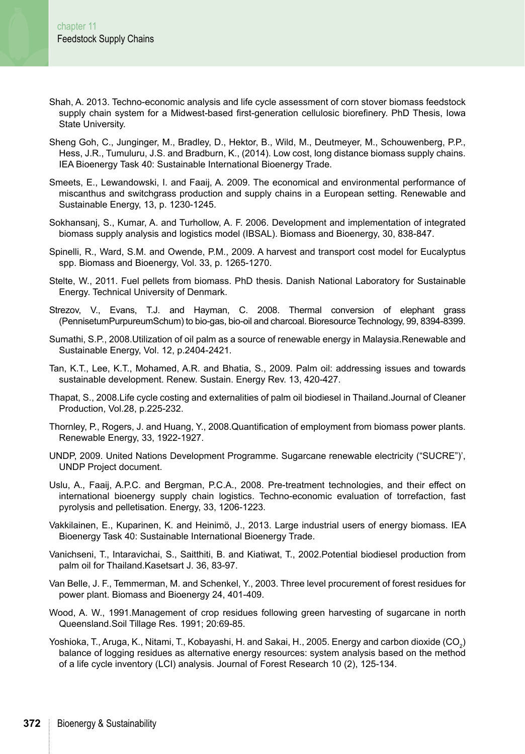Shah, A. 2013. Techno-economic analysis and life cycle assessment of corn stover biomass feedstock supply chain system for a Midwest-based first-generation cellulosic biorefinery. PhD Thesis, Iowa State University.

Sheng Goh, C., Junginger, M., Bradley, D., Hektor, B., Wild, M., Deutmeyer, M., Schouwenberg, P.P., Hess, J.R., Tumuluru, J.S. and Bradburn, K., (2014). Low cost, long distance biomass supply chains. IEA Bioenergy Task 40: Sustainable International Bioenergy Trade.

Smeets, E., Lewandowski, I. and Faaij, A. 2009. The economical and environmental performance of miscanthus and switchgrass production and supply chains in a European setting. Renewable and Sustainable Energy, 13, p. 1230-1245.

Sokhansanj, S., Kumar, A. and Turhollow, A. F. 2006. Development and implementation of integrated biomass supply analysis and logistics model (IBSAL). Biomass and Bioenergy, 30, 838-847.

Spinelli, R., Ward, S.M. and Owende, P.M., 2009. A harvest and transport cost model for Eucalyptus spp. Biomass and Bioenergy, Vol. 33, p. 1265-1270.

Stelte, W., 2011. Fuel pellets from biomass. PhD thesis. Danish National Laboratory for Sustainable Energy. Technical University of Denmark.

Strezov, V., Evans, T.J. and Hayman, C. 2008. Thermal conversion of elephant grass (PennisetumPurpureumSchum) to bio-gas, bio-oil and charcoal. Bioresource Technology, 99, 8394-8399.

Sumathi, S.P., 2008.Utilization of oil palm as a source of renewable energy in Malaysia.Renewable and Sustainable Energy, Vol. 12, p.2404-2421.

Tan, K.T., Lee, K.T., Mohamed, A.R. and Bhatia, S., 2009. Palm oil: addressing issues and towards sustainable development. Renew. Sustain. Energy Rev. 13, 420-427.

Thapat, S., 2008.Life cycle costing and externalities of palm oil biodiesel in Thailand.Journal of Cleaner Production, Vol.28, p.225-232.

Thornley, P., Rogers, J. and Huang, Y., 2008.Quantification of employment from biomass power plants. Renewable Energy, 33, 1922-1927.

UNDP, 2009. United Nations Development Programme. Sugarcane renewable electricity ("SUCRE")', UNDP Project document.

Uslu, A., Faaij, A.P.C. and Bergman, P.C.A., 2008. Pre-treatment technologies, and their effect on international bioenergy supply chain logistics. Techno-economic evaluation of torrefaction, fast pyrolysis and pelletisation. Energy, 33, 1206-1223.

Vakkilainen, E., Kuparinen, K. and Heinimö, J., 2013. Large industrial users of energy biomass. IEA Bioenergy Task 40: Sustainable International Bioenergy Trade.

Vanichseni, T., Intaravichai, S., Saitthiti, B. and Kiatiwat, T., 2002.Potential biodiesel production from palm oil for Thailand.Kasetsart J. 36, 83-97.

Van Belle, J. F., Temmerman, M. and Schenkel, Y., 2003. Three level procurement of forest residues for power plant. Biomass and Bioenergy 24, 401-409.

Wood, A. W., 1991.Management of crop residues following green harvesting of sugarcane in north Queensland.Soil Tillage Res. 1991; 20:69-85.

Yoshioka, T., Aruga, K., Nitami, T., Kobayashi, H. and Sakai, H., 2005. Energy and carbon dioxide ($CO_2$) balance of logging residues as alternative energy resources: system analysis based on the method of a life cycle inventory (LCI) analysis. Journal of Forest Research 10 (2), 125-134.